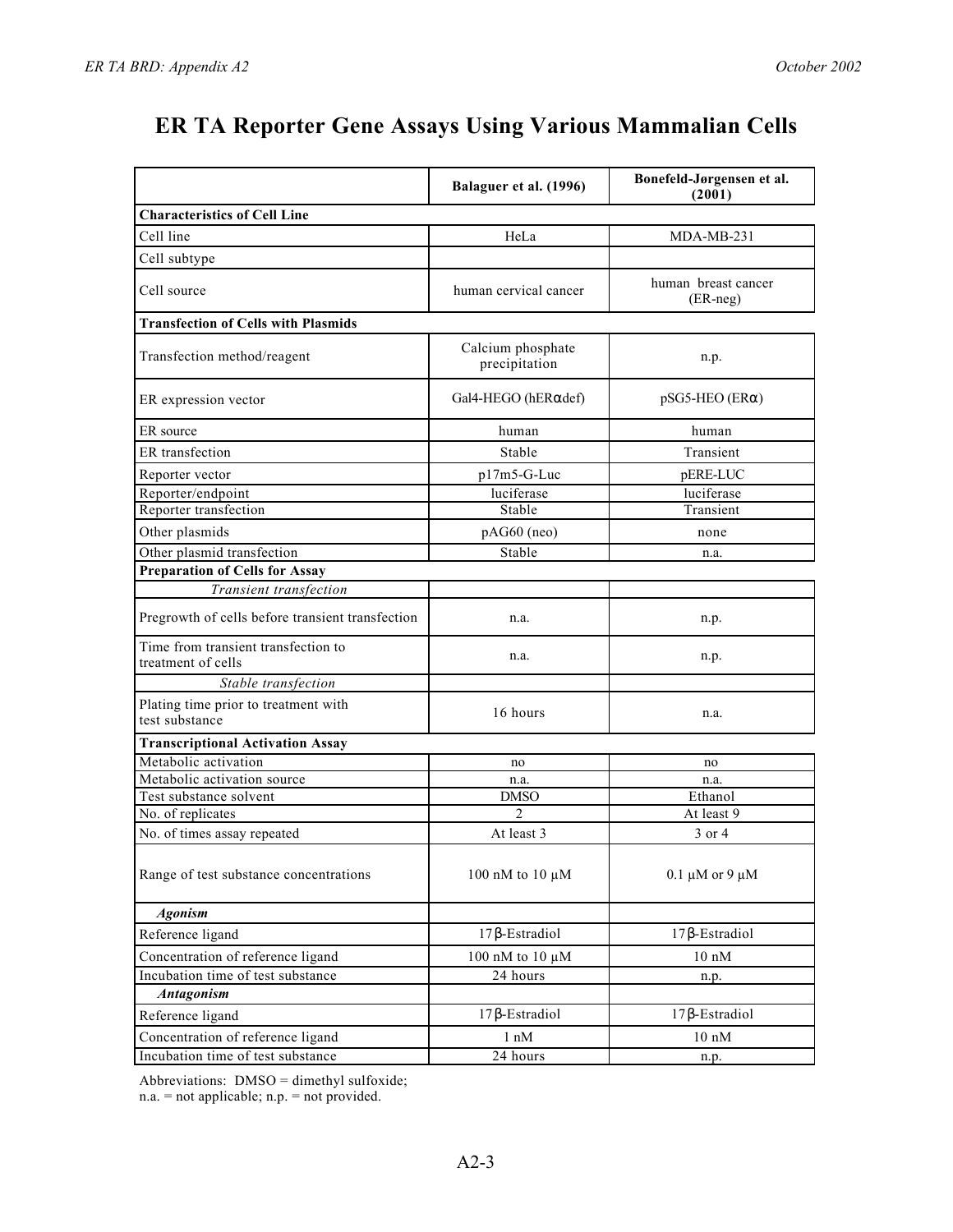# ER TA Reporter Gene Assays Using Various Mammalian Cells

| | Balaguer et al. (1996) | Bonefeld-Jørgensen et al. (2001) |
|---|---|---|
| **Characteristics of Cell Line** | | |
| Cell line | HeLa | MDA-MB-231 |
| Cell subtype | | |
| Cell source | human cervical cancer | human breast cancer (ER-neg) |
| **Transfection of Cells with Plasmids** | | |
| Transfection method/reagent | Calcium phosphate precipitation | n.p. |
| ER expression vector | Gal4-HEGO (hERαdef) | pSG5-HEO (ERα) |
| ER source | human | human |
| ER transfection | Stable | Transient |
| Reporter vector | p17m5-G-Luc | pERE-LUC |
| Reporter/endpoint | luciferase | luciferase |
| Reporter transfection | Stable | Transient |
| Other plasmids | pAG60 (neo) | none |
| Other plasmid transfection | Stable | n.a. |
| **Preparation of Cells for Assay** | | |
| *Transient transfection* | | |
| Pregrowth of cells before transient transfection | n.a. | n.p. |
| Time from transient transfection to treatment of cells | n.a. | n.p. |
| *Stable transfection* | | |
| Plating time prior to treatment with test substance | 16 hours | n.a. |
| **Transcriptional Activation Assay** | | |
| Metabolic activation | no | no |
| Metabolic activation source | n.a. | n.a. |
| Test substance solvent | DMSO | Ethanol |
| No. of replicates | 2 | At least 9 |
| No. of times assay repeated | At least 3 | 3 or 4 |
| Range of test substance concentrations | 100 nM to 10 µM | 0.1 µM or 9 µM |
| ***Agonism*** | | |
| Reference ligand | 17β-Estradiol | 17β-Estradiol |
| Concentration of reference ligand | 100 nM to 10 µM | 10 nM |
| Incubation time of test substance | 24 hours | n.p. |
| ***Antagonism*** | | |
| Reference ligand | 17β-Estradiol | 17β-Estradiol |
| Concentration of reference ligand | 1 nM | 10 nM |
| Incubation time of test substance | 24 hours | n.p. |

Abbreviations: DMSO = dimethyl sulfoxide;
n.a. = not applicable; n.p. = not provided.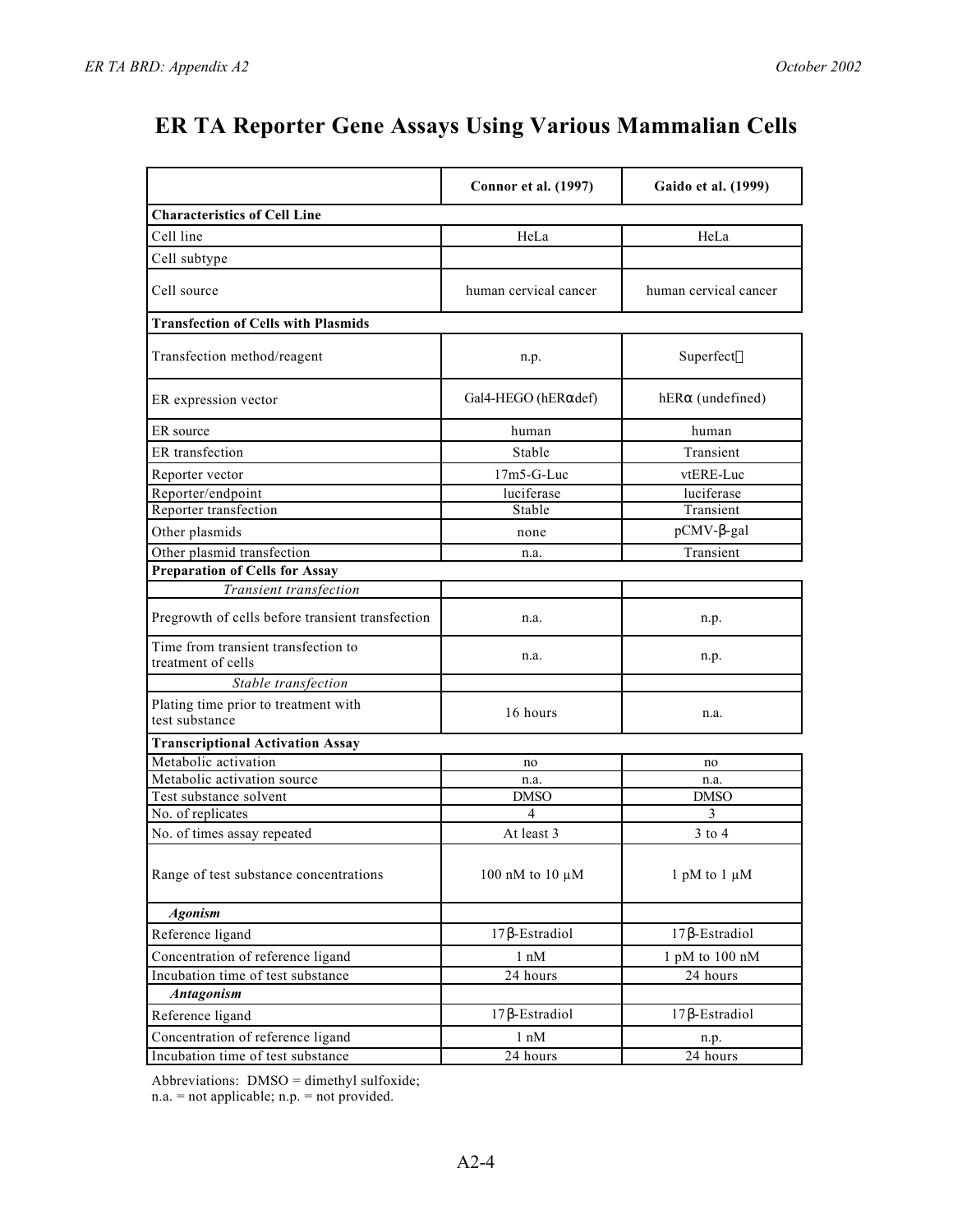# ER TA Reporter Gene Assays Using Various Mammalian Cells

| | Connor et al. (1997) | Gaido et al. (1999) |
|---|---|---|
| **Characteristics of Cell Line** | | |
| Cell line | HeLa | HeLa |
| Cell subtype | | |
| Cell source | human cervical cancer | human cervical cancer |
| **Transfection of Cells with Plasmids** | | |
| Transfection method/reagent | n.p. | Superfect™ |
| ER expression vector | Gal4-HEGO (hERαdef) | hERα (undefined) |
| ER source | human | human |
| ER transfection | Stable | Transient |
| Reporter vector | 17m5-G-Luc | vtERE-Luc |
| Reporter/endpoint | luciferase | luciferase |
| Reporter transfection | Stable | Transient |
| Other plasmids | none | pCMV-β-gal |
| Other plasmid transfection | n.a. | Transient |
| **Preparation of Cells for Assay** | | |
| *Transient transfection* | | |
| Pregrowth of cells before transient transfection | n.a. | n.p. |
| Time from transient transfection to treatment of cells | n.a. | n.p. |
| *Stable transfection* | | |
| Plating time prior to treatment with test substance | 16 hours | n.a. |
| **Transcriptional Activation Assay** | | |
| Metabolic activation | no | no |
| Metabolic activation source | n.a. | n.a. |
| Test substance solvent | DMSO | DMSO |
| No. of replicates | 4 | 3 |
| No. of times assay repeated | At least 3 | 3 to 4 |
| Range of test substance concentrations | 100 nM to 10 µM | 1 pM to 1 µM |
| ***Agonism*** | | |
| Reference ligand | 17β-Estradiol | 17β-Estradiol |
| Concentration of reference ligand | 1 nM | 1 pM to 100 nM |
| Incubation time of test substance | 24 hours | 24 hours |
| ***Antagonism*** | | |
| Reference ligand | 17β-Estradiol | 17β-Estradiol |
| Concentration of reference ligand | 1 nM | n.p. |
| Incubation time of test substance | 24 hours | 24 hours |

Abbreviations: DMSO = dimethyl sulfoxide;
n.a. = not applicable; n.p. = not provided.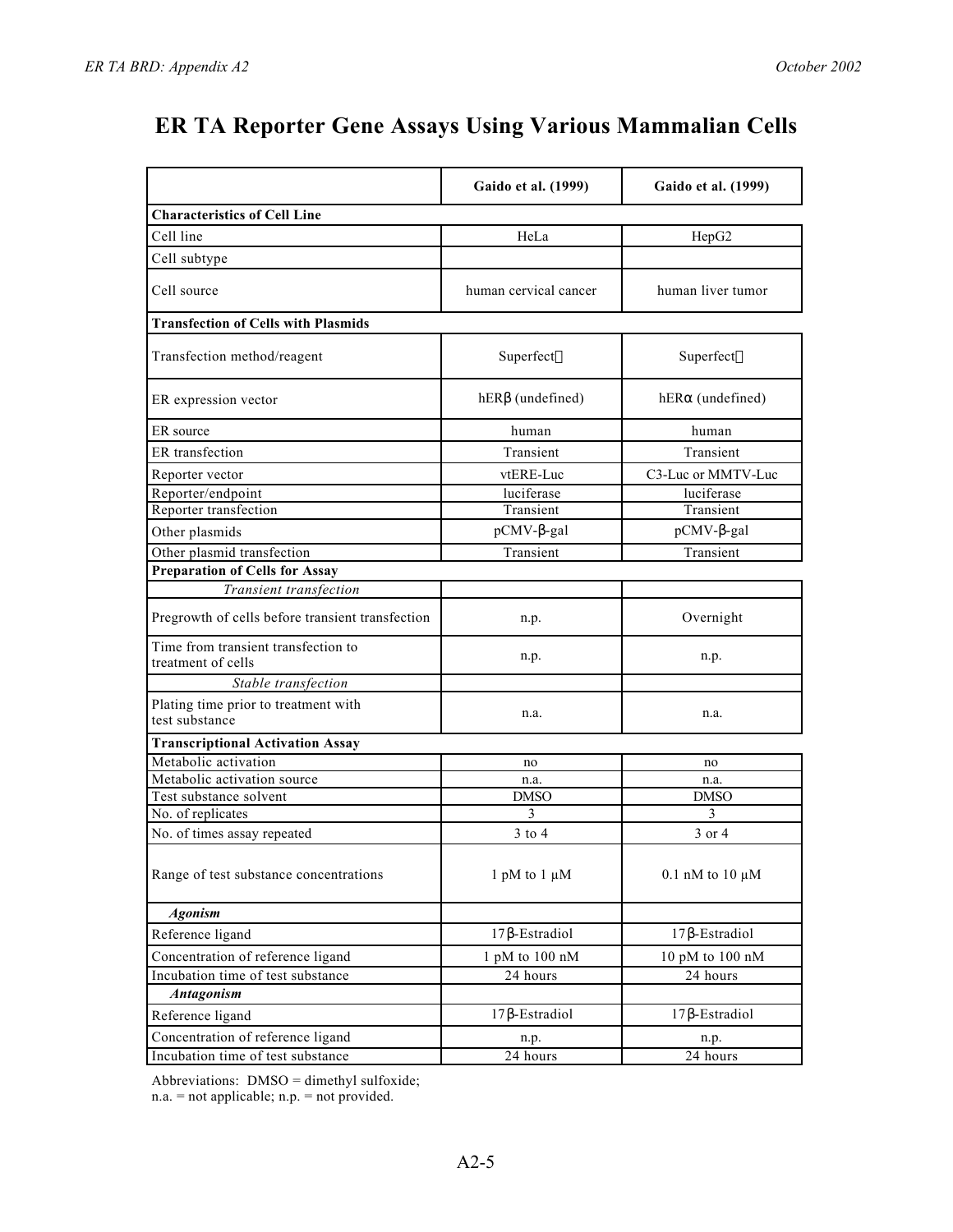# ER TA Reporter Gene Assays Using Various Mammalian Cells

| | Gaido et al. (1999) | Gaido et al. (1999) |
|---|---|---|
| **Characteristics of Cell Line** | | |
| Cell line | HeLa | HepG2 |
| Cell subtype | | |
| Cell source | human cervical cancer | human liver tumor |
| **Transfection of Cells with Plasmids** | | |
| Transfection method/reagent | Superfect™ | Superfect™ |
| ER expression vector | hERβ (undefined) | hERα (undefined) |
| ER source | human | human |
| ER transfection | Transient | Transient |
| Reporter vector | vtERE-Luc | C3-Luc or MMTV-Luc |
| Reporter/endpoint | luciferase | luciferase |
| Reporter transfection | Transient | Transient |
| Other plasmids | pCMV-β-gal | pCMV-β-gal |
| Other plasmid transfection | Transient | Transient |
| **Preparation of Cells for Assay** | | |
| *Transient transfection* | | |
| Pregrowth of cells before transient transfection | n.p. | Overnight |
| Time from transient transfection to treatment of cells | n.p. | n.p. |
| *Stable transfection* | | |
| Plating time prior to treatment with test substance | n.a. | n.a. |
| **Transcriptional Activation Assay** | | |
| Metabolic activation | no | no |
| Metabolic activation source | n.a. | n.a. |
| Test substance solvent | DMSO | DMSO |
| No. of replicates | 3 | 3 |
| No. of times assay repeated | 3 to 4 | 3 or 4 |
| Range of test substance concentrations | 1 pM to 1 µM | 0.1 nM to 10 µM |
| ***Agonism*** | | |
| Reference ligand | 17β-Estradiol | 17β-Estradiol |
| Concentration of reference ligand | 1 pM to 100 nM | 10 pM to 100 nM |
| Incubation time of test substance | 24 hours | 24 hours |
| ***Antagonism*** | | |
| Reference ligand | 17β-Estradiol | 17β-Estradiol |
| Concentration of reference ligand | n.p. | n.p. |
| Incubation time of test substance | 24 hours | 24 hours |

Abbreviations: DMSO = dimethyl sulfoxide;
n.a. = not applicable; n.p. = not provided.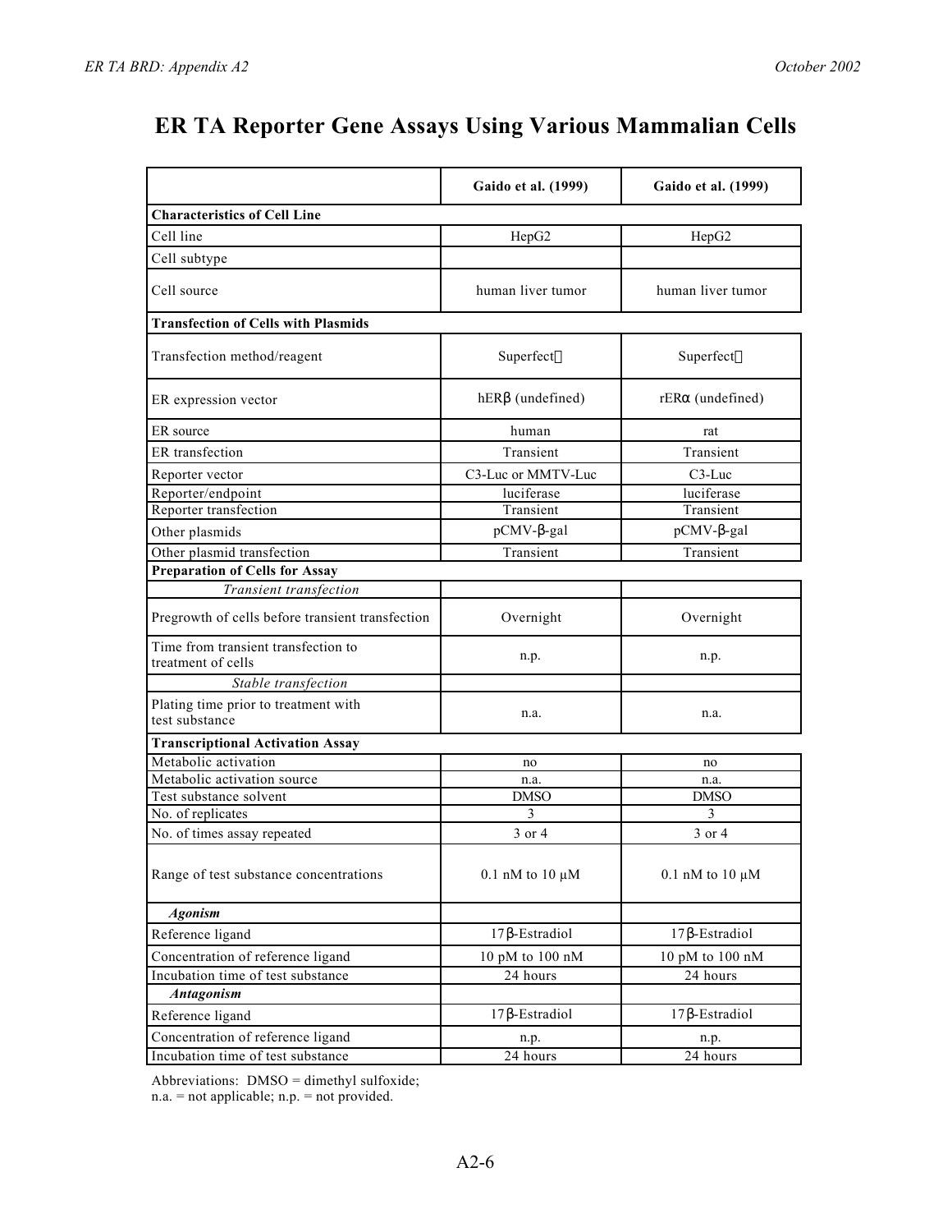# ER TA Reporter Gene Assays Using Various Mammalian Cells

| | Gaido et al. (1999) | Gaido et al. (1999) |
|---|---|---|
| **Characteristics of Cell Line** | | |
| Cell line | HepG2 | HepG2 |
| Cell subtype | | |
| Cell source | human liver tumor | human liver tumor |
| **Transfection of Cells with Plasmids** | | |
| Transfection method/reagent | Superfect | Superfect |
| ER expression vector | hERβ (undefined) | rERα (undefined) |
| ER source | human | rat |
| ER transfection | Transient | Transient |
| Reporter vector | C3-Luc or MMTV-Luc | C3-Luc |
| Reporter/endpoint | luciferase | luciferase |
| Reporter transfection | Transient | Transient |
| Other plasmids | pCMV-β-gal | pCMV-β-gal |
| Other plasmid transfection | Transient | Transient |
| **Preparation of Cells for Assay** | | |
| *Transient transfection* | | |
| Pregrowth of cells before transient transfection | Overnight | Overnight |
| Time from transient transfection to treatment of cells | n.p. | n.p. |
| *Stable transfection* | | |
| Plating time prior to treatment with test substance | n.a. | n.a. |
| **Transcriptional Activation Assay** | | |
| Metabolic activation | no | no |
| Metabolic activation source | n.a. | n.a. |
| Test substance solvent | DMSO | DMSO |
| No. of replicates | 3 | 3 |
| No. of times assay repeated | 3 or 4 | 3 or 4 |
| Range of test substance concentrations | 0.1 nM to 10 µM | 0.1 nM to 10 µM |
| ***Agonism*** | | |
| Reference ligand | 17β-Estradiol | 17β-Estradiol |
| Concentration of reference ligand | 10 pM to 100 nM | 10 pM to 100 nM |
| Incubation time of test substance | 24 hours | 24 hours |
| ***Antagonism*** | | |
| Reference ligand | 17β-Estradiol | 17β-Estradiol |
| Concentration of reference ligand | n.p. | n.p. |
| Incubation time of test substance | 24 hours | 24 hours |

Abbreviations: DMSO = dimethyl sulfoxide;
n.a. = not applicable; n.p. = not provided.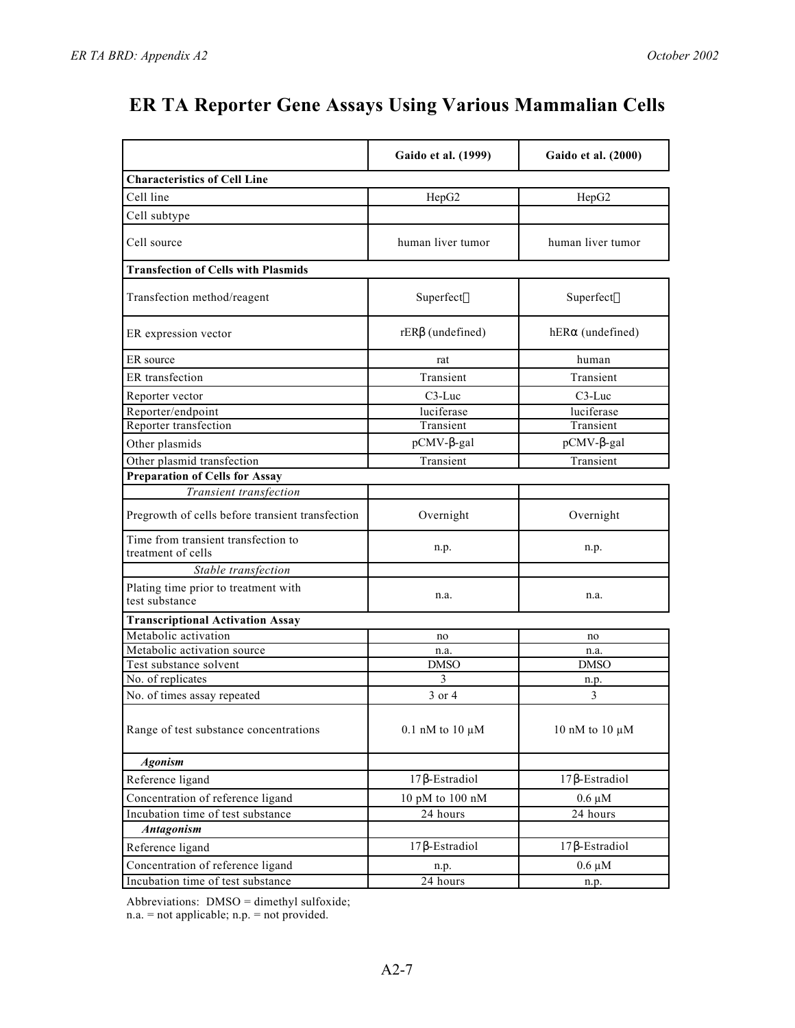# ER TA Reporter Gene Assays Using Various Mammalian Cells

| | Gaido et al. (1999) | Gaido et al. (2000) |
|---|---|---|
| **Characteristics of Cell Line** | | |
| Cell line | HepG2 | HepG2 |
| Cell subtype | | |
| Cell source | human liver tumor | human liver tumor |
| **Transfection of Cells with Plasmids** | | |
| Transfection method/reagent | Superfect | Superfect |
| ER expression vector | rERβ (undefined) | hERα (undefined) |
| ER source | rat | human |
| ER transfection | Transient | Transient |
| Reporter vector | C3-Luc | C3-Luc |
| Reporter/endpoint | luciferase | luciferase |
| Reporter transfection | Transient | Transient |
| Other plasmids | pCMV-β-gal | pCMV-β-gal |
| Other plasmid transfection | Transient | Transient |
| **Preparation of Cells for Assay** | | |
| *Transient transfection* | | |
| Pregrowth of cells before transient transfection | Overnight | Overnight |
| Time from transient transfection to treatment of cells | n.p. | n.p. |
| *Stable transfection* | | |
| Plating time prior to treatment with test substance | n.a. | n.a. |
| **Transcriptional Activation Assay** | | |
| Metabolic activation | no | no |
| Metabolic activation source | n.a. | n.a. |
| Test substance solvent | DMSO | DMSO |
| No. of replicates | 3 | n.p. |
| No. of times assay repeated | 3 or 4 | 3 |
| Range of test substance concentrations | 0.1 nM to 10 µM | 10 nM to 10 µM |
| ***Agonism*** | | |
| Reference ligand | 17β-Estradiol | 17β-Estradiol |
| Concentration of reference ligand | 10 pM to 100 nM | 0.6 µM |
| Incubation time of test substance | 24 hours | 24 hours |
| ***Antagonism*** | | |
| Reference ligand | 17β-Estradiol | 17β-Estradiol |
| Concentration of reference ligand | n.p. | 0.6 µM |
| Incubation time of test substance | 24 hours | n.p. |

Abbreviations: DMSO = dimethyl sulfoxide;
n.a. = not applicable; n.p. = not provided.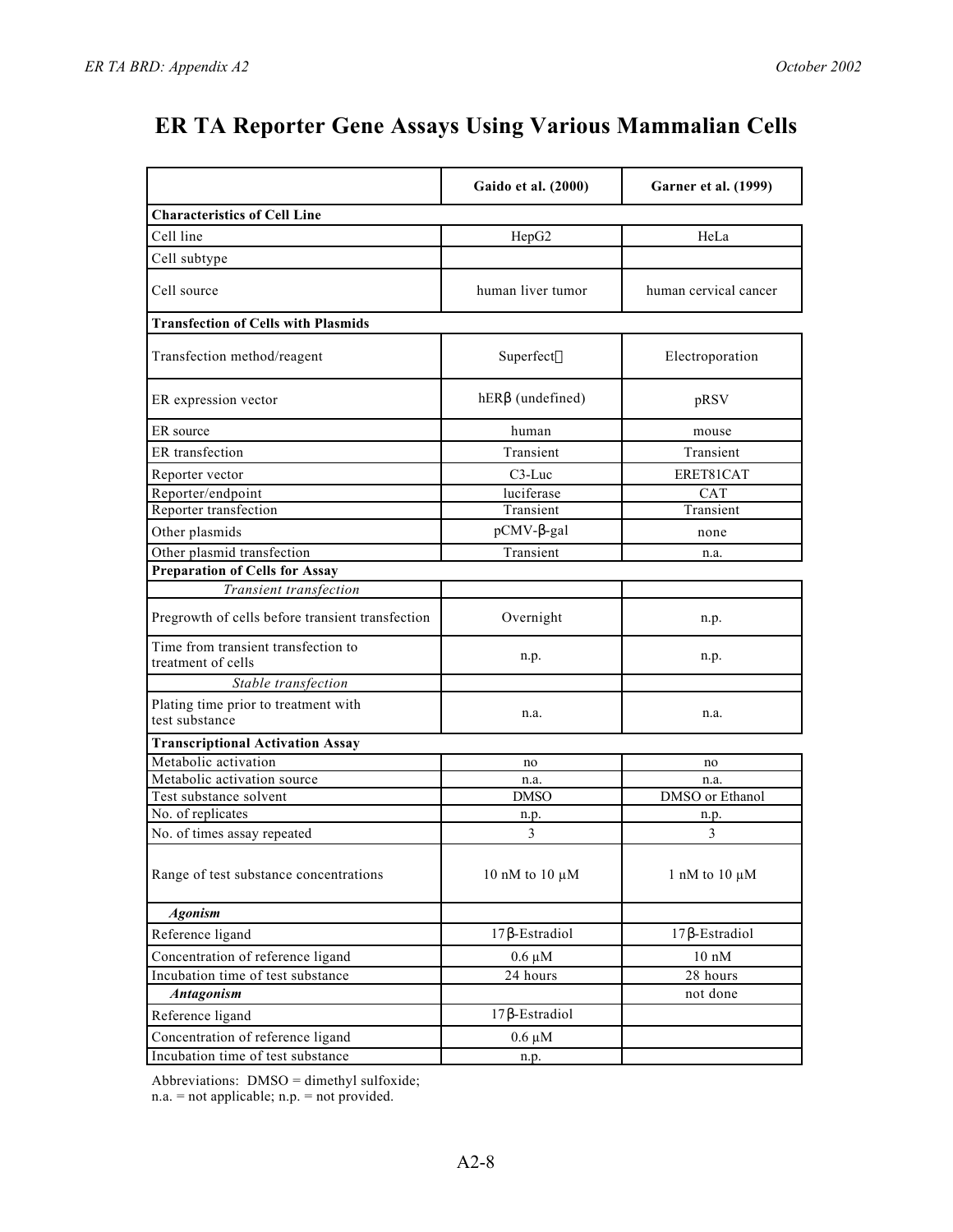# ER TA Reporter Gene Assays Using Various Mammalian Cells

| | Gaido et al. (2000) | Garner et al. (1999) |
|---|---|---|
| **Characteristics of Cell Line** | | |
| Cell line | HepG2 | HeLa |
| Cell subtype | | |
| Cell source | human liver tumor | human cervical cancer |
| **Transfection of Cells with Plasmids** | | |
| Transfection method/reagent | Superfect | Electroporation |
| ER expression vector | hERβ (undefined) | pRSV |
| ER source | human | mouse |
| ER transfection | Transient | Transient |
| Reporter vector | C3-Luc | ERET81CAT |
| Reporter/endpoint | luciferase | CAT |
| Reporter transfection | Transient | Transient |
| Other plasmids | pCMV-β-gal | none |
| Other plasmid transfection | Transient | n.a. |
| **Preparation of Cells for Assay** | | |
| *Transient transfection* | | |
| Pregrowth of cells before transient transfection | Overnight | n.p. |
| Time from transient transfection to treatment of cells | n.p. | n.p. |
| *Stable transfection* | | |
| Plating time prior to treatment with test substance | n.a. | n.a. |
| **Transcriptional Activation Assay** | | |
| Metabolic activation | no | no |
| Metabolic activation source | n.a. | n.a. |
| Test substance solvent | DMSO | DMSO or Ethanol |
| No. of replicates | n.p. | n.p. |
| No. of times assay repeated | 3 | 3 |
| Range of test substance concentrations | 10 nM to 10 µM | 1 nM to 10 µM |
| ***Agonism*** | | |
| Reference ligand | 17β-Estradiol | 17β-Estradiol |
| Concentration of reference ligand | 0.6 µM | 10 nM |
| Incubation time of test substance | 24 hours | 28 hours |
| ***Antagonism*** | | not done |
| Reference ligand | 17β-Estradiol | |
| Concentration of reference ligand | 0.6 µM | |
| Incubation time of test substance | n.p. | |

Abbreviations: DMSO = dimethyl sulfoxide;
n.a. = not applicable; n.p. = not provided.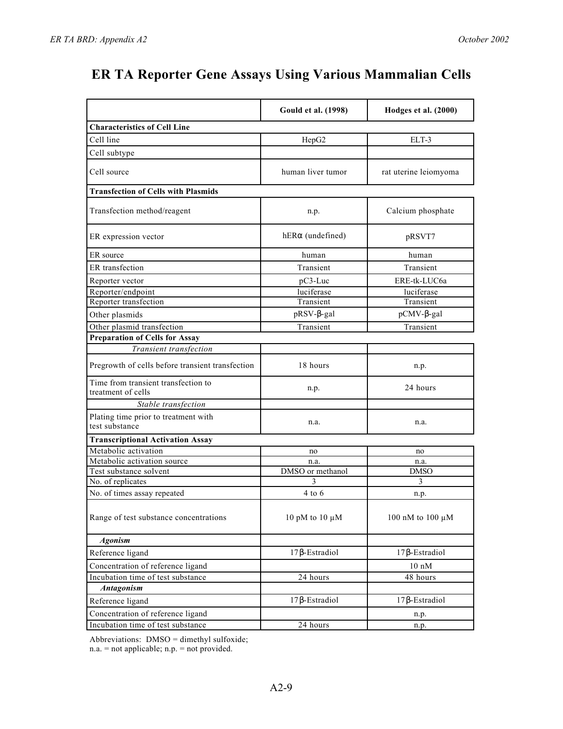# ER TA Reporter Gene Assays Using Various Mammalian Cells

| | Gould et al. (1998) | Hodges et al. (2000) |
|---|---|---|
| **Characteristics of Cell Line** | | |
| Cell line | HepG2 | ELT-3 |
| Cell subtype | | |
| Cell source | human liver tumor | rat uterine leiomyoma |
| **Transfection of Cells with Plasmids** | | |
| Transfection method/reagent | n.p. | Calcium phosphate |
| ER expression vector | hERα (undefined) | pRSVT7 |
| ER source | human | human |
| ER transfection | Transient | Transient |
| Reporter vector | pC3-Luc | ERE-tk-LUC6a |
| Reporter/endpoint | luciferase | luciferase |
| Reporter transfection | Transient | Transient |
| Other plasmids | pRSV-β-gal | pCMV-β-gal |
| Other plasmid transfection | Transient | Transient |
| **Preparation of Cells for Assay** | | |
| *Transient transfection* | | |
| Pregrowth of cells before transient transfection | 18 hours | n.p. |
| Time from transient transfection to treatment of cells | n.p. | 24 hours |
| *Stable transfection* | | |
| Plating time prior to treatment with test substance | n.a. | n.a. |
| **Transcriptional Activation Assay** | | |
| Metabolic activation | no | no |
| Metabolic activation source | n.a. | n.a. |
| Test substance solvent | DMSO or methanol | DMSO |
| No. of replicates | 3 | 3 |
| No. of times assay repeated | 4 to 6 | n.p. |
| Range of test substance concentrations | 10 pM to 10 µM | 100 nM to 100 µM |
| ***Agonism*** | | |
| Reference ligand | 17β-Estradiol | 17β-Estradiol |
| Concentration of reference ligand | | 10 nM |
| Incubation time of test substance | 24 hours | 48 hours |
| ***Antagonism*** | | |
| Reference ligand | 17β-Estradiol | 17β-Estradiol |
| Concentration of reference ligand | | n.p. |
| Incubation time of test substance | 24 hours | n.p. |

Abbreviations: DMSO = dimethyl sulfoxide;
n.a. = not applicable; n.p. = not provided.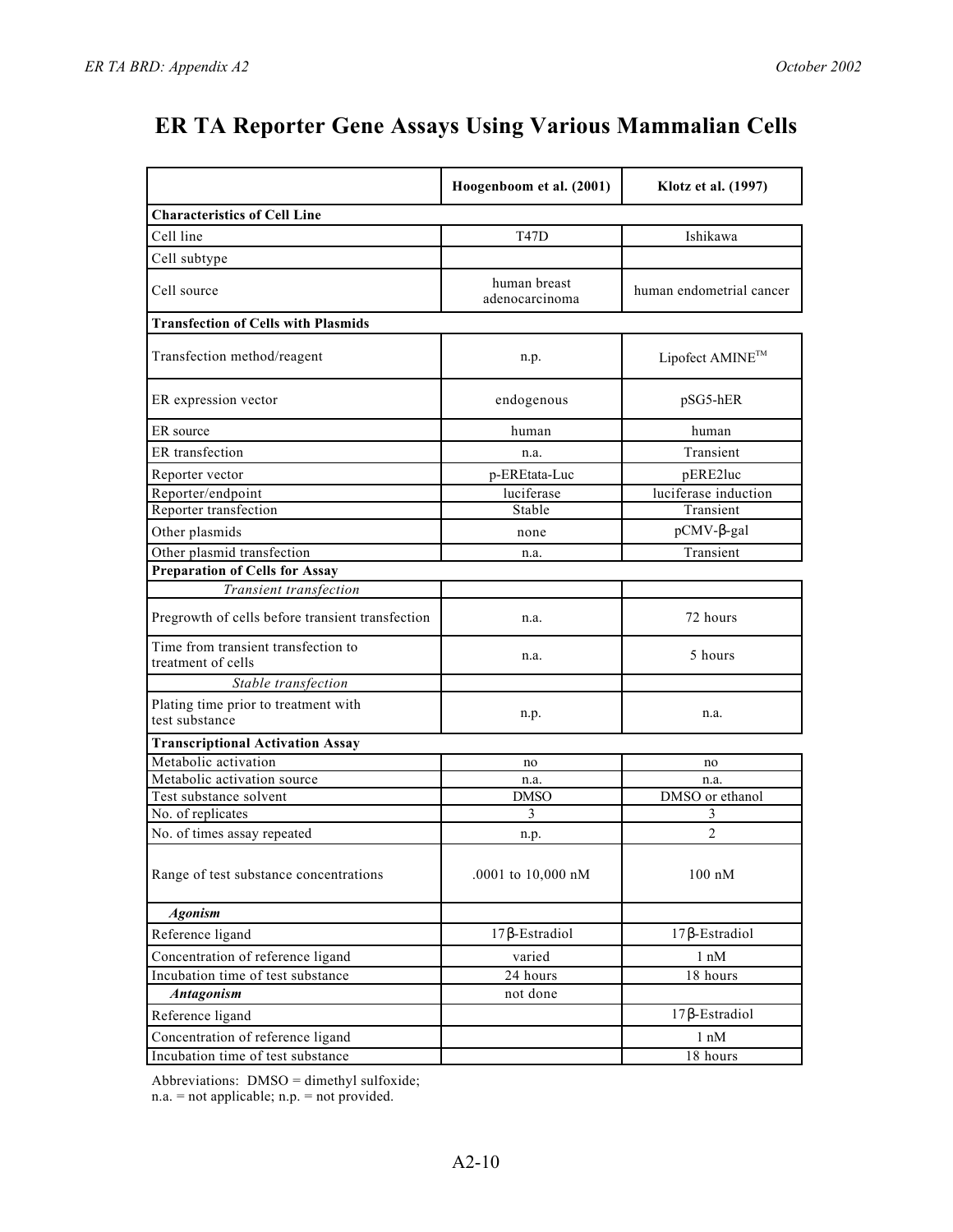# ER TA Reporter Gene Assays Using Various Mammalian Cells

| | Hoogenboom et al. (2001) | Klotz et al. (1997) |
|---|---|---|
| **Characteristics of Cell Line** | | |
| Cell line | T47D | Ishikawa |
| Cell subtype | | |
| Cell source | human breast adenocarcinoma | human endometrial cancer |
| **Transfection of Cells with Plasmids** | | |
| Transfection method/reagent | n.p. | Lipofect AMINE™ |
| ER expression vector | endogenous | pSG5-hER |
| ER source | human | human |
| ER transfection | n.a. | Transient |
| Reporter vector | p-EREtata-Luc | pERE2luc |
| Reporter/endpoint | luciferase | luciferase induction |
| Reporter transfection | Stable | Transient |
| Other plasmids | none | pCMV-β-gal |
| Other plasmid transfection | n.a. | Transient |
| **Preparation of Cells for Assay** | | |
| *Transient transfection* | | |
| Pregrowth of cells before transient transfection | n.a. | 72 hours |
| Time from transient transfection to treatment of cells | n.a. | 5 hours |
| *Stable transfection* | | |
| Plating time prior to treatment with test substance | n.p. | n.a. |
| **Transcriptional Activation Assay** | | |
| Metabolic activation | no | no |
| Metabolic activation source | n.a. | n.a. |
| Test substance solvent | DMSO | DMSO or ethanol |
| No. of replicates | 3 | 3 |
| No. of times assay repeated | n.p. | 2 |
| Range of test substance concentrations | .0001 to 10,000 nM | 100 nM |
| ***Agonism*** | | |
| Reference ligand | 17β-Estradiol | 17β-Estradiol |
| Concentration of reference ligand | varied | 1 nM |
| Incubation time of test substance | 24 hours | 18 hours |
| ***Antagonism*** | not done | |
| Reference ligand | | 17β-Estradiol |
| Concentration of reference ligand | | 1 nM |
| Incubation time of test substance | | 18 hours |

Abbreviations: DMSO = dimethyl sulfoxide;
n.a. = not applicable; n.p. = not provided.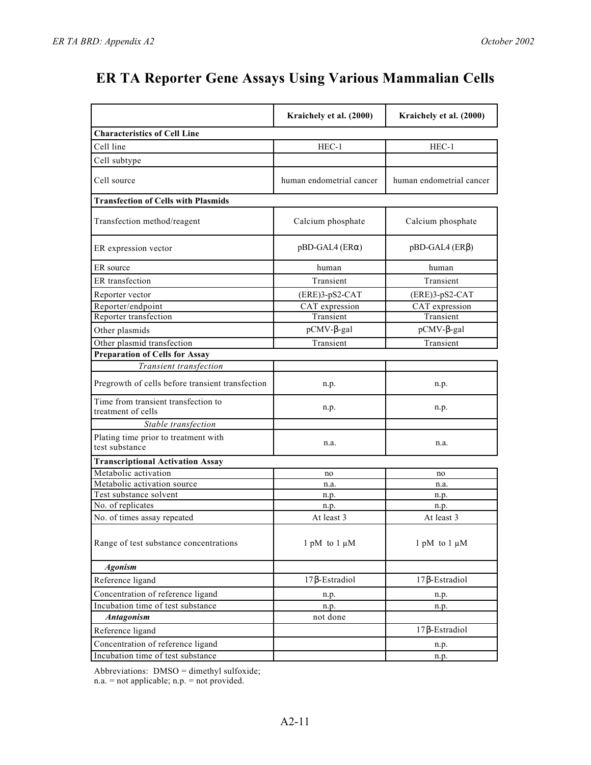# ER TA Reporter Gene Assays Using Various Mammalian Cells

| | Kraichely et al. (2000) | Kraichely et al. (2000) |
|---|---|---|
| **Characteristics of Cell Line** | | |
| Cell line | HEC-1 | HEC-1 |
| Cell subtype | | |
| Cell source | human endometrial cancer | human endometrial cancer |
| **Transfection of Cells with Plasmids** | | |
| Transfection method/reagent | Calcium phosphate | Calcium phosphate |
| ER expression vector | pBD-GAL4 (ERα) | pBD-GAL4 (ERβ) |
| ER source | human | human |
| ER transfection | Transient | Transient |
| Reporter vector | (ERE)3-pS2-CAT | (ERE)3-pS2-CAT |
| Reporter/endpoint | CAT expression | CAT expression |
| Reporter transfection | Transient | Transient |
| Other plasmids | pCMV-β-gal | pCMV-β-gal |
| Other plasmid transfection | Transient | Transient |
| **Preparation of Cells for Assay** | | |
| *Transient transfection* | | |
| Pregrowth of cells before transient transfection | n.p. | n.p. |
| Time from transient transfection to treatment of cells | n.p. | n.p. |
| *Stable transfection* | | |
| Plating time prior to treatment with test substance | n.a. | n.a. |
| **Transcriptional Activation Assay** | | |
| Metabolic activation | no | no |
| Metabolic activation source | n.a. | n.a. |
| Test substance solvent | n.p. | n.p. |
| No. of replicates | n.p. | n.p. |
| No. of times assay repeated | At least 3 | At least 3 |
| Range of test substance concentrations | 1 pM to 1 µM | 1 pM to 1 µM |
| ***Agonism*** | | |
| Reference ligand | 17β-Estradiol | 17β-Estradiol |
| Concentration of reference ligand | n.p. | n.p. |
| Incubation time of test substance | n.p. | n.p. |
| ***Antagonism*** | not done | |
| Reference ligand | | 17β-Estradiol |
| Concentration of reference ligand | | n.p. |
| Incubation time of test substance | | n.p. |

Abbreviations: DMSO = dimethyl sulfoxide;
n.a. = not applicable; n.p. = not provided.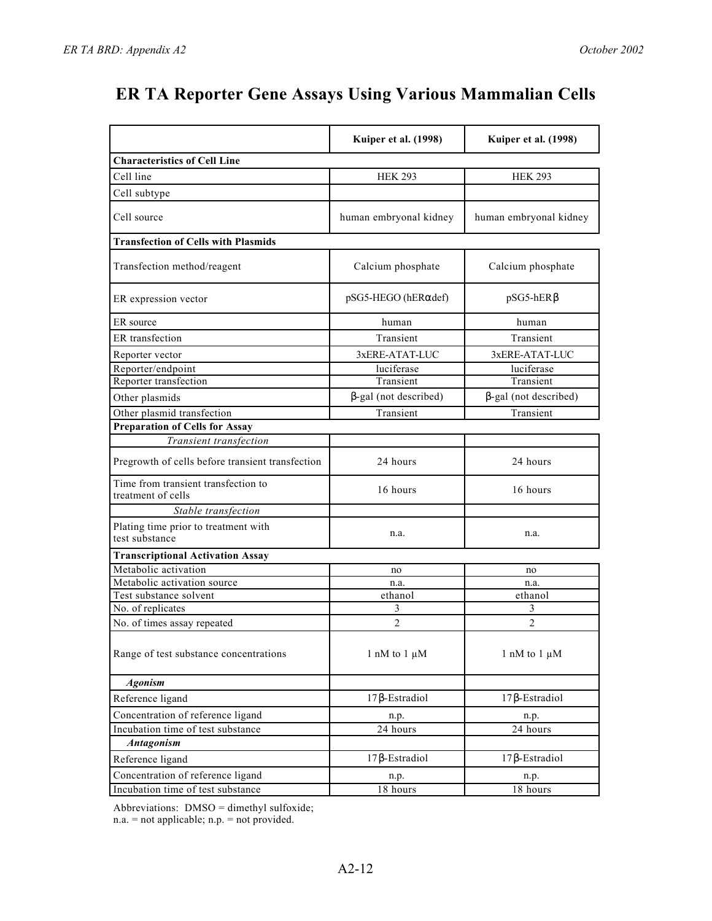# ER TA Reporter Gene Assays Using Various Mammalian Cells

| | Kuiper et al. (1998) | Kuiper et al. (1998) |
|---|---|---|
| **Characteristics of Cell Line** | | |
| Cell line | HEK 293 | HEK 293 |
| Cell subtype | | |
| Cell source | human embryonal kidney | human embryonal kidney |
| **Transfection of Cells with Plasmids** | | |
| Transfection method/reagent | Calcium phosphate | Calcium phosphate |
| ER expression vector | pSG5-HEGO (hERαdef) | pSG5-hERβ |
| ER source | human | human |
| ER transfection | Transient | Transient |
| Reporter vector | 3xERE-ATAT-LUC | 3xERE-ATAT-LUC |
| Reporter/endpoint | luciferase | luciferase |
| Reporter transfection | Transient | Transient |
| Other plasmids | β-gal (not described) | β-gal (not described) |
| Other plasmid transfection | Transient | Transient |
| **Preparation of Cells for Assay** | | |
| *Transient transfection* | | |
| Pregrowth of cells before transient transfection | 24 hours | 24 hours |
| Time from transient transfection to treatment of cells | 16 hours | 16 hours |
| *Stable transfection* | | |
| Plating time prior to treatment with test substance | n.a. | n.a. |
| **Transcriptional Activation Assay** | | |
| Metabolic activation | no | no |
| Metabolic activation source | n.a. | n.a. |
| Test substance solvent | ethanol | ethanol |
| No. of replicates | 3 | 3 |
| No. of times assay repeated | 2 | 2 |
| Range of test substance concentrations | 1 nM to 1 μM | 1 nM to 1 μM |
| ***Agonism*** | | |
| Reference ligand | 17β-Estradiol | 17β-Estradiol |
| Concentration of reference ligand | n.p. | n.p. |
| Incubation time of test substance | 24 hours | 24 hours |
| ***Antagonism*** | | |
| Reference ligand | 17β-Estradiol | 17β-Estradiol |
| Concentration of reference ligand | n.p. | n.p. |
| Incubation time of test substance | 18 hours | 18 hours |

Abbreviations: DMSO = dimethyl sulfoxide;
n.a. = not applicable; n.p. = not provided.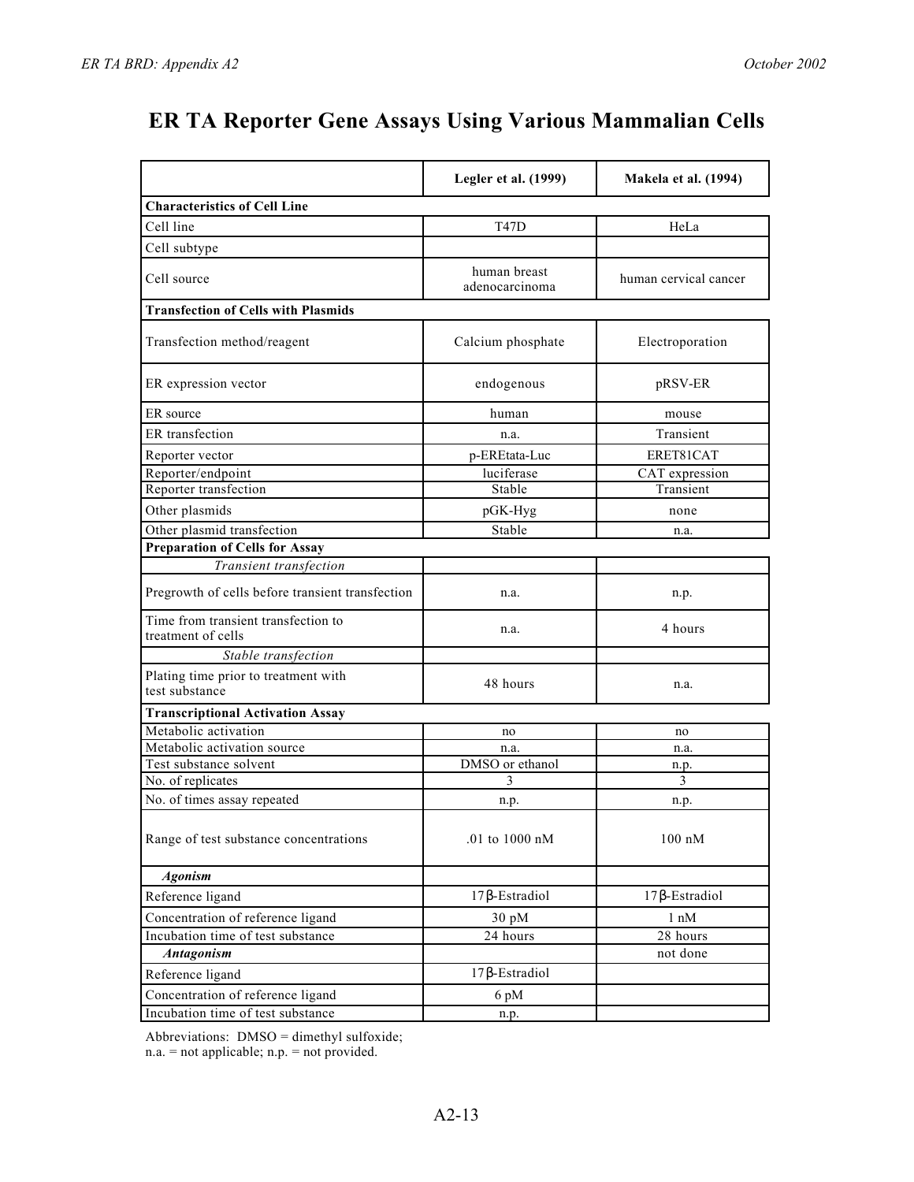# ER TA Reporter Gene Assays Using Various Mammalian Cells

| | Legler et al. (1999) | Makela et al. (1994) |
|---|---|---|
| **Characteristics of Cell Line** | | |
| Cell line | T47D | HeLa |
| Cell subtype | | |
| Cell source | human breast adenocarcinoma | human cervical cancer |
| **Transfection of Cells with Plasmids** | | |
| Transfection method/reagent | Calcium phosphate | Electroporation |
| ER expression vector | endogenous | pRSV-ER |
| ER source | human | mouse |
| ER transfection | n.a. | Transient |
| Reporter vector | p-EREtata-Luc | ERET81CAT |
| Reporter/endpoint | luciferase | CAT expression |
| Reporter transfection | Stable | Transient |
| Other plasmids | pGK-Hyg | none |
| Other plasmid transfection | Stable | n.a. |
| **Preparation of Cells for Assay** | | |
| *Transient transfection* | | |
| Pregrowth of cells before transient transfection | n.a. | n.p. |
| Time from transient transfection to treatment of cells | n.a. | 4 hours |
| *Stable transfection* | | |
| Plating time prior to treatment with test substance | 48 hours | n.a. |
| **Transcriptional Activation Assay** | | |
| Metabolic activation | no | no |
| Metabolic activation source | n.a. | n.a. |
| Test substance solvent | DMSO or ethanol | n.p. |
| No. of replicates | 3 | 3 |
| No. of times assay repeated | n.p. | n.p. |
| Range of test substance concentrations | .01 to 1000 nM | 100 nM |
| ***Agonism*** | | |
| Reference ligand | 17β-Estradiol | 17β-Estradiol |
| Concentration of reference ligand | 30 pM | 1 nM |
| Incubation time of test substance | 24 hours | 28 hours |
| ***Antagonism*** | | not done |
| Reference ligand | 17β-Estradiol | |
| Concentration of reference ligand | 6 pM | |
| Incubation time of test substance | n.p. | |

Abbreviations: DMSO = dimethyl sulfoxide;
n.a. = not applicable; n.p. = not provided.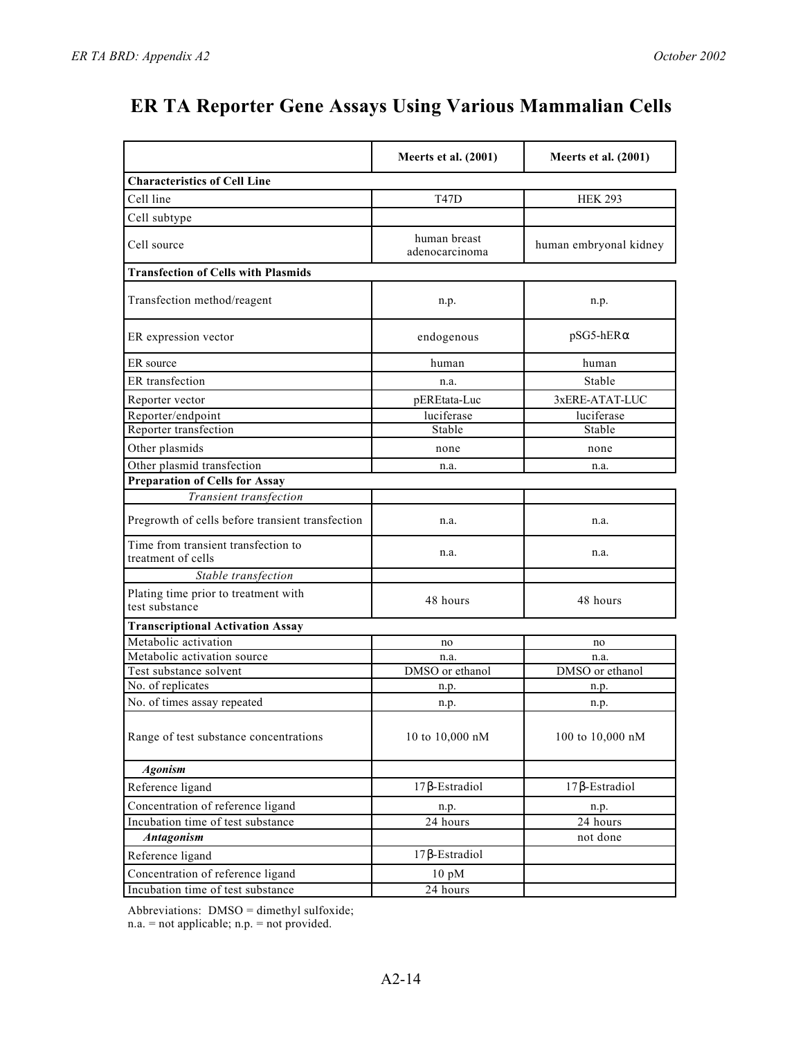# ER TA Reporter Gene Assays Using Various Mammalian Cells

| | Meerts et al. (2001) | Meerts et al. (2001) |
|---|---|---|
| **Characteristics of Cell Line** | | |
| Cell line | T47D | HEK 293 |
| Cell subtype | | |
| Cell source | human breast adenocarcinoma | human embryonal kidney |
| **Transfection of Cells with Plasmids** | | |
| Transfection method/reagent | n.p. | n.p. |
| ER expression vector | endogenous | pSG5-hERα |
| ER source | human | human |
| ER transfection | n.a. | Stable |
| Reporter vector | pEREtata-Luc | 3xERE-ATAT-LUC |
| Reporter/endpoint | luciferase | luciferase |
| Reporter transfection | Stable | Stable |
| Other plasmids | none | none |
| Other plasmid transfection | n.a. | n.a. |
| **Preparation of Cells for Assay** | | |
| *Transient transfection* | | |
| Pregrowth of cells before transient transfection | n.a. | n.a. |
| Time from transient transfection to treatment of cells | n.a. | n.a. |
| *Stable transfection* | | |
| Plating time prior to treatment with test substance | 48 hours | 48 hours |
| **Transcriptional Activation Assay** | | |
| Metabolic activation | no | no |
| Metabolic activation source | n.a. | n.a. |
| Test substance solvent | DMSO or ethanol | DMSO or ethanol |
| No. of replicates | n.p. | n.p. |
| No. of times assay repeated | n.p. | n.p. |
| Range of test substance concentrations | 10 to 10,000 nM | 100 to 10,000 nM |
| ***Agonism*** | | |
| Reference ligand | 17β-Estradiol | 17β-Estradiol |
| Concentration of reference ligand | n.p. | n.p. |
| Incubation time of test substance | 24 hours | 24 hours |
| ***Antagonism*** | | not done |
| Reference ligand | 17β-Estradiol | |
| Concentration of reference ligand | 10 pM | |
| Incubation time of test substance | 24 hours | |

Abbreviations: DMSO = dimethyl sulfoxide; n.a. = not applicable; n.p. = not provided.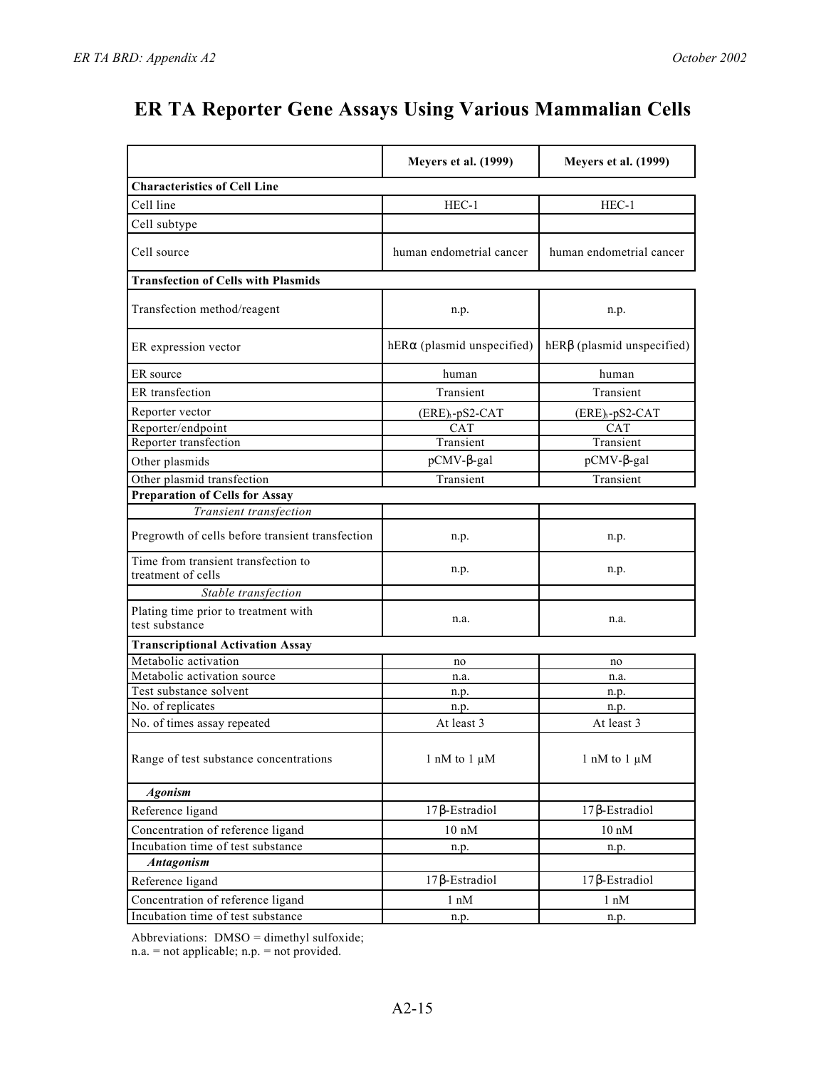# ER TA Reporter Gene Assays Using Various Mammalian Cells

| | Meyers et al. (1999) | Meyers et al. (1999) |
|---|---|---|
| **Characteristics of Cell Line** | | |
| Cell line | HEC-1 | HEC-1 |
| Cell subtype | | |
| Cell source | human endometrial cancer | human endometrial cancer |
| **Transfection of Cells with Plasmids** | | |
| Transfection method/reagent | n.p. | n.p. |
| ER expression vector | hERα (plasmid unspecified) | hERβ (plasmid unspecified) |
| ER source | human | human |
| ER transfection | Transient | Transient |
| Reporter vector | $(ERE)_3$-pS2-CAT | $(ERE)_3$-pS2-CAT |
| Reporter/endpoint | CAT | CAT |
| Reporter transfection | Transient | Transient |
| Other plasmids | pCMV-β-gal | pCMV-β-gal |
| Other plasmid transfection | Transient | Transient |
| **Preparation of Cells for Assay** | | |
| *Transient transfection* | | |
| Pregrowth of cells before transient transfection | n.p. | n.p. |
| Time from transient transfection to treatment of cells | n.p. | n.p. |
| *Stable transfection* | | |
| Plating time prior to treatment with test substance | n.a. | n.a. |
| **Transcriptional Activation Assay** | | |
| Metabolic activation | no | no |
| Metabolic activation source | n.a. | n.a. |
| Test substance solvent | n.p. | n.p. |
| No. of replicates | n.p. | n.p. |
| No. of times assay repeated | At least 3 | At least 3 |
| Range of test substance concentrations | 1 nM to 1 µM | 1 nM to 1 µM |
| ***Agonism*** | | |
| Reference ligand | 17β-Estradiol | 17β-Estradiol |
| Concentration of reference ligand | 10 nM | 10 nM |
| Incubation time of test substance | n.p. | n.p. |
| ***Antagonism*** | | |
| Reference ligand | 17β-Estradiol | 17β-Estradiol |
| Concentration of reference ligand | 1 nM | 1 nM |
| Incubation time of test substance | n.p. | n.p. |

Abbreviations: DMSO = dimethyl sulfoxide;
n.a. = not applicable; n.p. = not provided.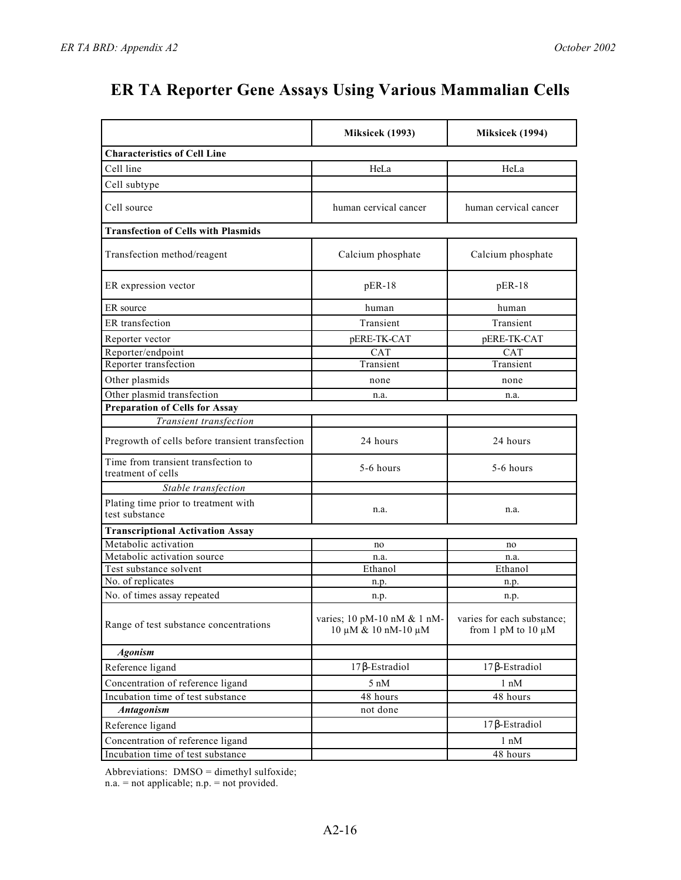# ER TA Reporter Gene Assays Using Various Mammalian Cells

| | Miksicek (1993) | Miksicek (1994) |
|---|---|---|
| **Characteristics of Cell Line** | | |
| Cell line | HeLa | HeLa |
| Cell subtype | | |
| Cell source | human cervical cancer | human cervical cancer |
| **Transfection of Cells with Plasmids** | | |
| Transfection method/reagent | Calcium phosphate | Calcium phosphate |
| ER expression vector | pER-18 | pER-18 |
| ER source | human | human |
| ER transfection | Transient | Transient |
| Reporter vector | pERE-TK-CAT | pERE-TK-CAT |
| Reporter/endpoint | CAT | CAT |
| Reporter transfection | Transient | Transient |
| Other plasmids | none | none |
| Other plasmid transfection | n.a. | n.a. |
| **Preparation of Cells for Assay** | | |
| *Transient transfection* | | |
| Pregrowth of cells before transient transfection | 24 hours | 24 hours |
| Time from transient transfection to treatment of cells | 5-6 hours | 5-6 hours |
| *Stable transfection* | | |
| Plating time prior to treatment with test substance | n.a. | n.a. |
| **Transcriptional Activation Assay** | | |
| Metabolic activation | no | no |
| Metabolic activation source | n.a. | n.a. |
| Test substance solvent | Ethanol | Ethanol |
| No. of replicates | n.p. | n.p. |
| No. of times assay repeated | n.p. | n.p. |
| Range of test substance concentrations | varies; 10 pM-10 nM & 1 nM-10 µM & 10 nM-10 µM | varies for each substance; from 1 pM to 10 µM |
| ***Agonism*** | | |
| Reference ligand | 17β-Estradiol | 17β-Estradiol |
| Concentration of reference ligand | 5 nM | 1 nM |
| Incubation time of test substance | 48 hours | 48 hours |
| ***Antagonism*** | not done | |
| Reference ligand | | 17β-Estradiol |
| Concentration of reference ligand | | 1 nM |
| Incubation time of test substance | | 48 hours |

Abbreviations: DMSO = dimethyl sulfoxide;
n.a. = not applicable; n.p. = not provided.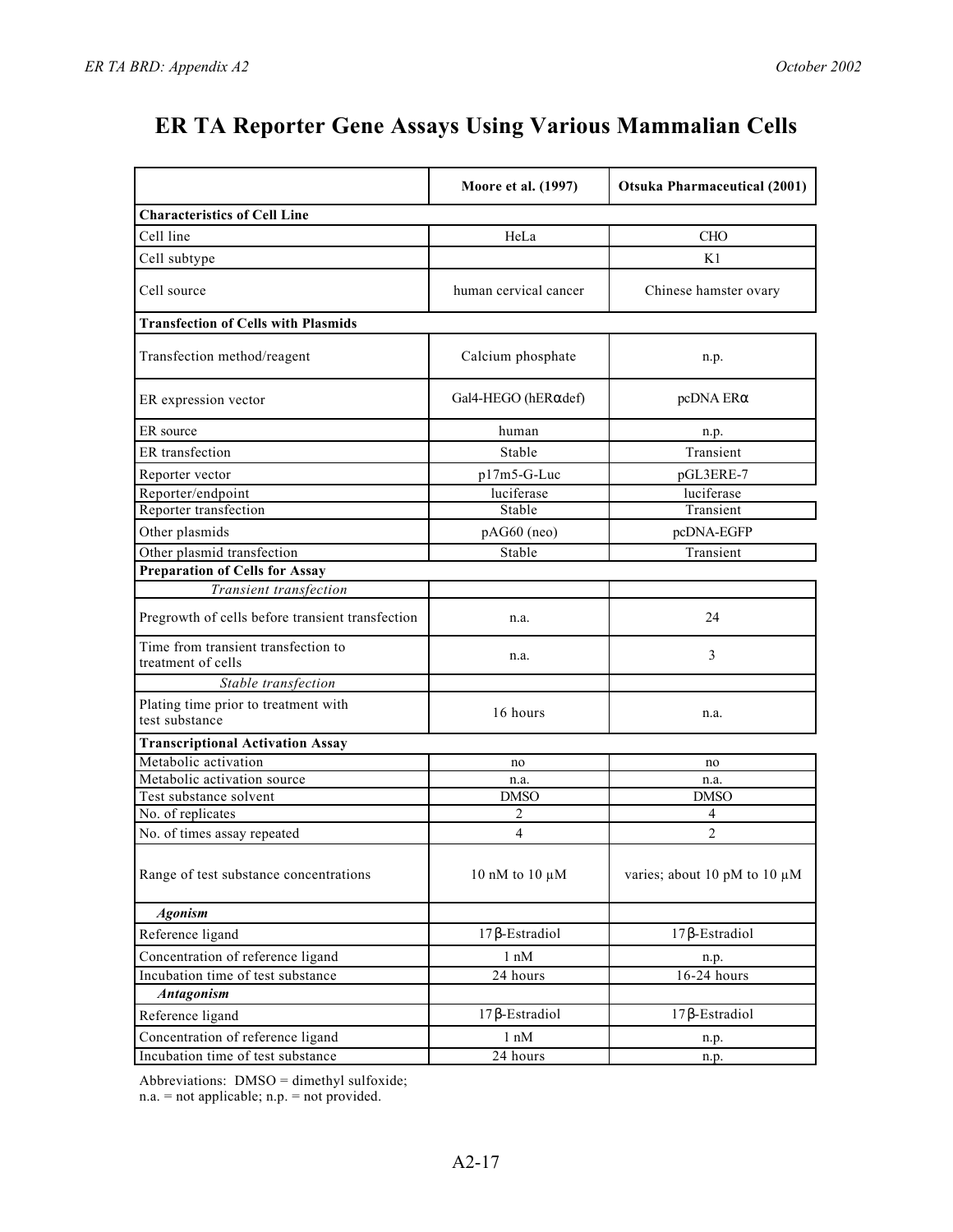# ER TA Reporter Gene Assays Using Various Mammalian Cells

| | Moore et al. (1997) | Otsuka Pharmaceutical (2001) |
|---|---|---|
| **Characteristics of Cell Line** | | |
| Cell line | HeLa | CHO |
| Cell subtype | | K1 |
| Cell source | human cervical cancer | Chinese hamster ovary |
| **Transfection of Cells with Plasmids** | | |
| Transfection method/reagent | Calcium phosphate | n.p. |
| ER expression vector | Gal4-HEGO (hERαdef) | pcDNA ERα |
| ER source | human | n.p. |
| ER transfection | Stable | Transient |
| Reporter vector | p17m5-G-Luc | pGL3ERE-7 |
| Reporter/endpoint | luciferase | luciferase |
| Reporter transfection | Stable | Transient |
| Other plasmids | pAG60 (neo) | pcDNA-EGFP |
| Other plasmid transfection | Stable | Transient |
| **Preparation of Cells for Assay** | | |
| *Transient transfection* | | |
| Pregrowth of cells before transient transfection | n.a. | 24 |
| Time from transient transfection to treatment of cells | n.a. | 3 |
| *Stable transfection* | | |
| Plating time prior to treatment with test substance | 16 hours | n.a. |
| **Transcriptional Activation Assay** | | |
| Metabolic activation | no | no |
| Metabolic activation source | n.a. | n.a. |
| Test substance solvent | DMSO | DMSO |
| No. of replicates | 2 | 4 |
| No. of times assay repeated | 4 | 2 |
| Range of test substance concentrations | 10 nM to 10 µM | varies; about 10 pM to 10 µM |
| ***Agonism*** | | |
| Reference ligand | 17β-Estradiol | 17β-Estradiol |
| Concentration of reference ligand | 1 nM | n.p. |
| Incubation time of test substance | 24 hours | 16-24 hours |
| ***Antagonism*** | | |
| Reference ligand | 17β-Estradiol | 17β-Estradiol |
| Concentration of reference ligand | 1 nM | n.p. |
| Incubation time of test substance | 24 hours | n.p. |

Abbreviations: DMSO = dimethyl sulfoxide;
n.a. = not applicable; n.p. = not provided.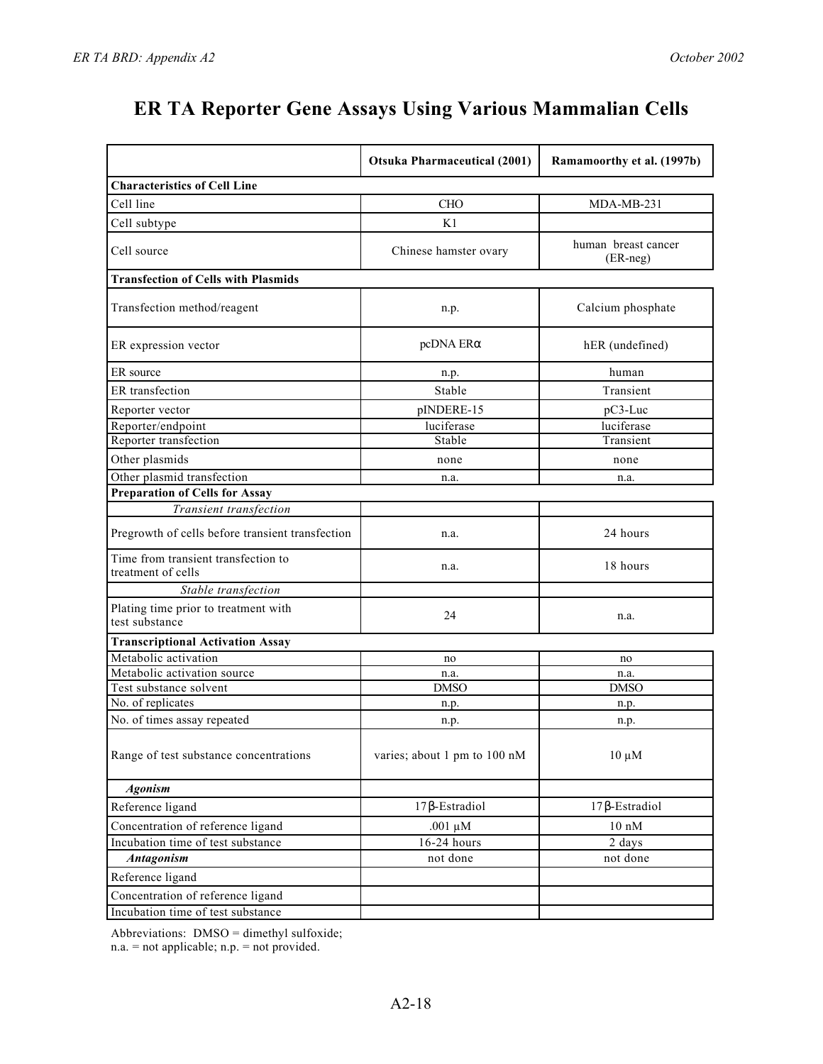// ER TA Reporter Gene Assays Using Various Mammalian Cells

# ER TA Reporter Gene Assays Using Various Mammalian Cells

| | Otsuka Pharmaceutical (2001) | Ramamoorthy et al. (1997b) |
|---|---|---|
| **Characteristics of Cell Line** | | |
| Cell line | CHO | MDA-MB-231 |
| Cell subtype | K1 | |
| Cell source | Chinese hamster ovary | human breast cancer (ER-neg) |
| **Transfection of Cells with Plasmids** | | |
| Transfection method/reagent | n.p. | Calcium phosphate |
| ER expression vector | pcDNA ERα | hER (undefined) |
| ER source | n.p. | human |
| ER transfection | Stable | Transient |
| Reporter vector | pINDERE-15 | pC3-Luc |
| Reporter/endpoint | luciferase | luciferase |
| Reporter transfection | Stable | Transient |
| Other plasmids | none | none |
| Other plasmid transfection | n.a. | n.a. |
| **Preparation of Cells for Assay** | | |
| *Transient transfection* | | |
| Pregrowth of cells before transient transfection | n.a. | 24 hours |
| Time from transient transfection to treatment of cells | n.a. | 18 hours |
| *Stable transfection* | | |
| Plating time prior to treatment with test substance | 24 | n.a. |
| **Transcriptional Activation Assay** | | |
| Metabolic activation | no | no |
| Metabolic activation source | n.a. | n.a. |
| Test substance solvent | DMSO | DMSO |
| No. of replicates | n.p. | n.p. |
| No. of times assay repeated | n.p. | n.p. |
| Range of test substance concentrations | varies; about 1 pm to 100 nM | 10 µM |
| ***Agonism*** | | |
| Reference ligand | 17β-Estradiol | 17β-Estradiol |
| Concentration of reference ligand | .001 µM | 10 nM |
| Incubation time of test substance | 16-24 hours | 2 days |
| ***Antagonism*** | not done | not done |
| Reference ligand | | |
| Concentration of reference ligand | | |
| Incubation time of test substance | | |

Abbreviations: DMSO = dimethyl sulfoxide;
n.a. = not applicable; n.p. = not provided.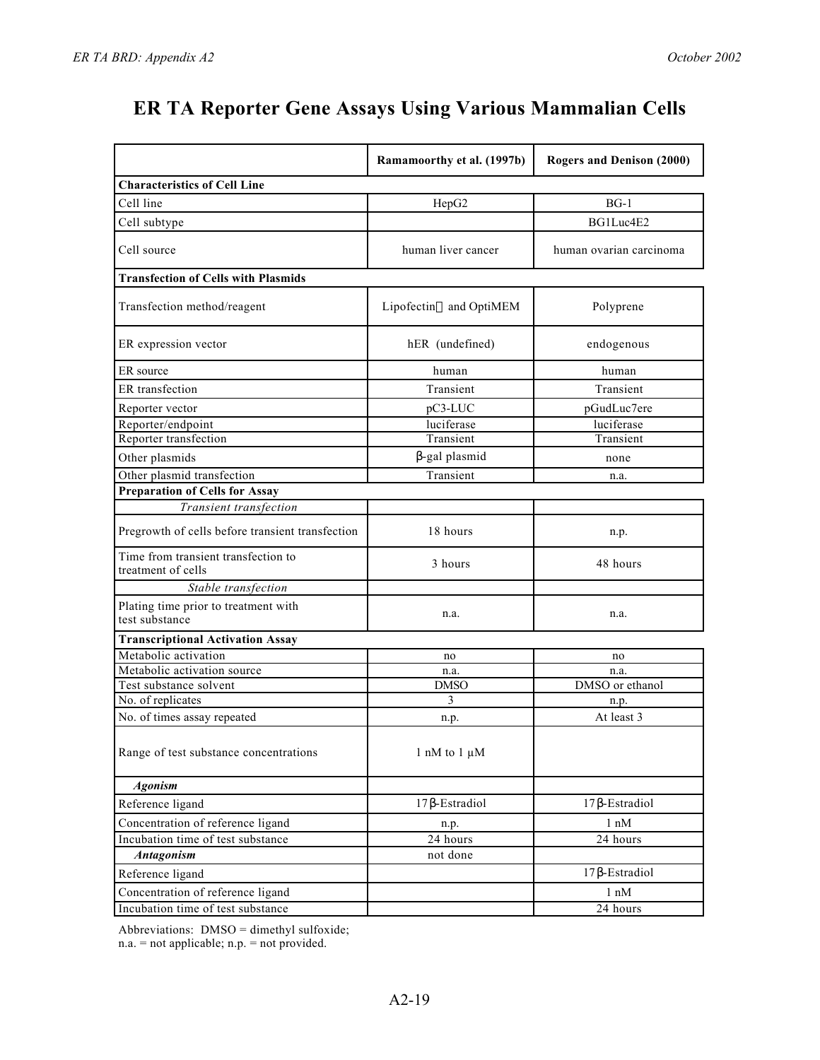# ER TA Reporter Gene Assays Using Various Mammalian Cells

| | Ramamoorthy et al. (1997b) | Rogers and Denison (2000) |
|---|---|---|
| **Characteristics of Cell Line** | | |
| Cell line | HepG2 | BG-1 |
| Cell subtype | | BG1Luc4E2 |
| Cell source | human liver cancer | human ovarian carcinoma |
| **Transfection of Cells with Plasmids** | | |
| Transfection method/reagent | Lipofectin and OptiMEM | Polyprene |
| ER expression vector | hER (undefined) | endogenous |
| ER source | human | human |
| ER transfection | Transient | Transient |
| Reporter vector | pC3-LUC | pGudLuc7ere |
| Reporter/endpoint | luciferase | luciferase |
| Reporter transfection | Transient | Transient |
| Other plasmids | β-gal plasmid | none |
| Other plasmid transfection | Transient | n.a. |
| **Preparation of Cells for Assay** | | |
| *Transient transfection* | | |
| Pregrowth of cells before transient transfection | 18 hours | n.p. |
| Time from transient transfection to treatment of cells | 3 hours | 48 hours |
| *Stable transfection* | | |
| Plating time prior to treatment with test substance | n.a. | n.a. |
| **Transcriptional Activation Assay** | | |
| Metabolic activation | no | no |
| Metabolic activation source | n.a. | n.a. |
| Test substance solvent | DMSO | DMSO or ethanol |
| No. of replicates | 3 | n.p. |
| No. of times assay repeated | n.p. | At least 3 |
| Range of test substance concentrations | 1 nM to 1 µM | |
| ***Agonism*** | | |
| Reference ligand | 17β-Estradiol | 17β-Estradiol |
| Concentration of reference ligand | n.p. | 1 nM |
| Incubation time of test substance | 24 hours | 24 hours |
| ***Antagonism*** | not done | |
| Reference ligand | | 17β-Estradiol |
| Concentration of reference ligand | | 1 nM |
| Incubation time of test substance | | 24 hours |

Abbreviations: DMSO = dimethyl sulfoxide;
n.a. = not applicable; n.p. = not provided.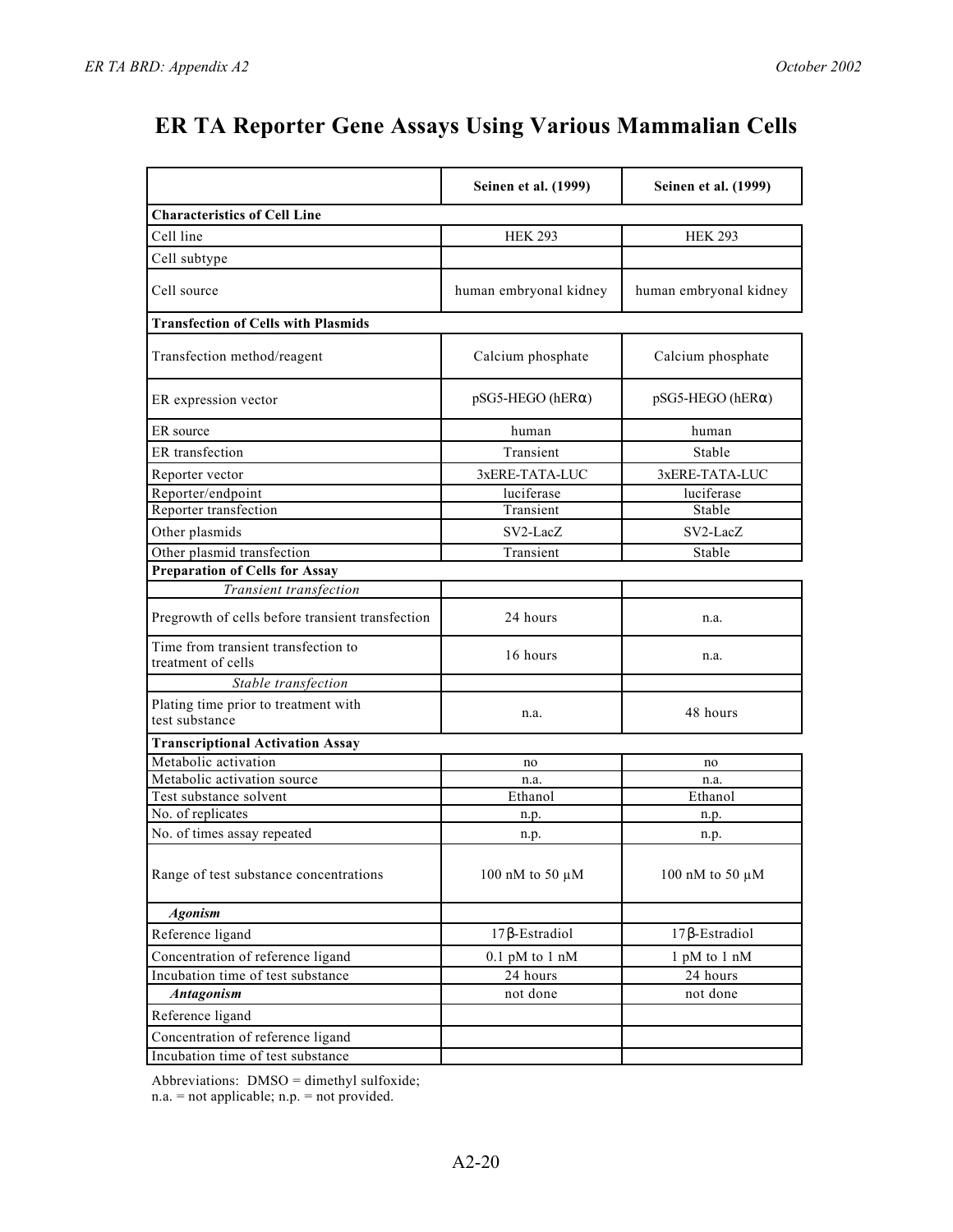# ER TA Reporter Gene Assays Using Various Mammalian Cells

| | Seinen et al. (1999) | Seinen et al. (1999) |
|---|---|---|
| **Characteristics of Cell Line** | | |
| Cell line | HEK 293 | HEK 293 |
| Cell subtype | | |
| Cell source | human embryonal kidney | human embryonal kidney |
| **Transfection of Cells with Plasmids** | | |
| Transfection method/reagent | Calcium phosphate | Calcium phosphate |
| ER expression vector | pSG5-HEGO (hERα) | pSG5-HEGO (hERα) |
| ER source | human | human |
| ER transfection | Transient | Stable |
| Reporter vector | 3xERE-TATA-LUC | 3xERE-TATA-LUC |
| Reporter/endpoint | luciferase | luciferase |
| Reporter transfection | Transient | Stable |
| Other plasmids | SV2-LacZ | SV2-LacZ |
| Other plasmid transfection | Transient | Stable |
| **Preparation of Cells for Assay** | | |
| *Transient transfection* | | |
| Pregrowth of cells before transient transfection | 24 hours | n.a. |
| Time from transient transfection to treatment of cells | 16 hours | n.a. |
| *Stable transfection* | | |
| Plating time prior to treatment with test substance | n.a. | 48 hours |
| **Transcriptional Activation Assay** | | |
| Metabolic activation | no | no |
| Metabolic activation source | n.a. | n.a. |
| Test substance solvent | Ethanol | Ethanol |
| No. of replicates | n.p. | n.p. |
| No. of times assay repeated | n.p. | n.p. |
| Range of test substance concentrations | 100 nM to 50 µM | 100 nM to 50 µM |
| ***Agonism*** | | |
| Reference ligand | 17β-Estradiol | 17β-Estradiol |
| Concentration of reference ligand | 0.1 pM to 1 nM | 1 pM to 1 nM |
| Incubation time of test substance | 24 hours | 24 hours |
| ***Antagonism*** | not done | not done |
| Reference ligand | | |
| Concentration of reference ligand | | |
| Incubation time of test substance | | |

Abbreviations: DMSO = dimethyl sulfoxide; n.a. = not applicable; n.p. = not provided.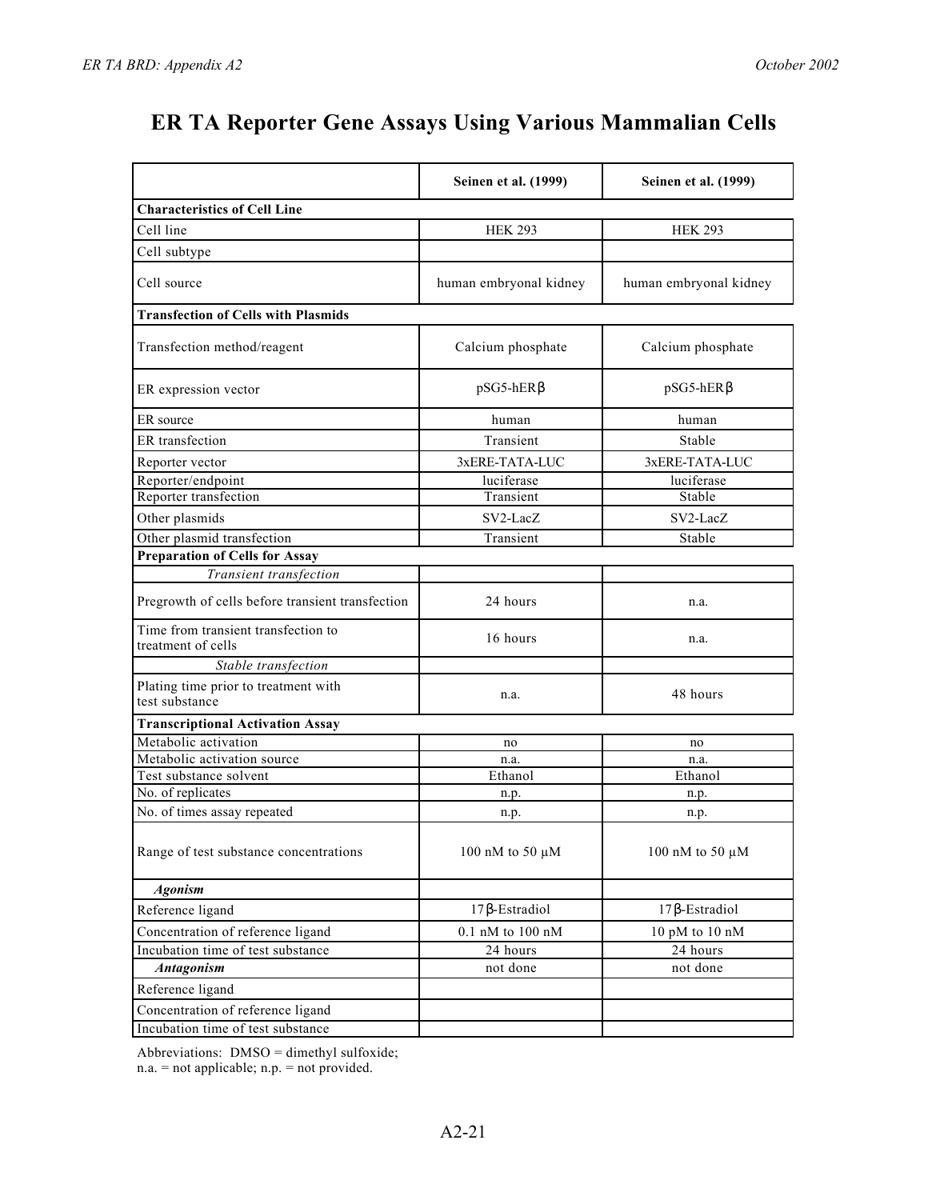# ER TA Reporter Gene Assays Using Various Mammalian Cells

| | Seinen et al. (1999) | Seinen et al. (1999) |
|---|---|---|
| **Characteristics of Cell Line** | | |
| Cell line | HEK 293 | HEK 293 |
| Cell subtype | | |
| Cell source | human embryonal kidney | human embryonal kidney |
| **Transfection of Cells with Plasmids** | | |
| Transfection method/reagent | Calcium phosphate | Calcium phosphate |
| ER expression vector | pSG5-hERβ | pSG5-hERβ |
| ER source | human | human |
| ER transfection | Transient | Stable |
| Reporter vector | 3xERE-TATA-LUC | 3xERE-TATA-LUC |
| Reporter/endpoint | luciferase | luciferase |
| Reporter transfection | Transient | Stable |
| Other plasmids | SV2-LacZ | SV2-LacZ |
| Other plasmid transfection | Transient | Stable |
| **Preparation of Cells for Assay** | | |
| *Transient transfection* | | |
| Pregrowth of cells before transient transfection | 24 hours | n.a. |
| Time from transient transfection to treatment of cells | 16 hours | n.a. |
| *Stable transfection* | | |
| Plating time prior to treatment with test substance | n.a. | 48 hours |
| **Transcriptional Activation Assay** | | |
| Metabolic activation | no | no |
| Metabolic activation source | n.a. | n.a. |
| Test substance solvent | Ethanol | Ethanol |
| No. of replicates | n.p. | n.p. |
| No. of times assay repeated | n.p. | n.p. |
| Range of test substance concentrations | 100 nM to 50 µM | 100 nM to 50 µM |
| ***Agonism*** | | |
| Reference ligand | 17β-Estradiol | 17β-Estradiol |
| Concentration of reference ligand | 0.1 nM to 100 nM | 10 pM to 10 nM |
| Incubation time of test substance | 24 hours | 24 hours |
| ***Antagonism*** | not done | not done |
| Reference ligand | | |
| Concentration of reference ligand | | |
| Incubation time of test substance | | |

Abbreviations: DMSO = dimethyl sulfoxide;
n.a. = not applicable; n.p. = not provided.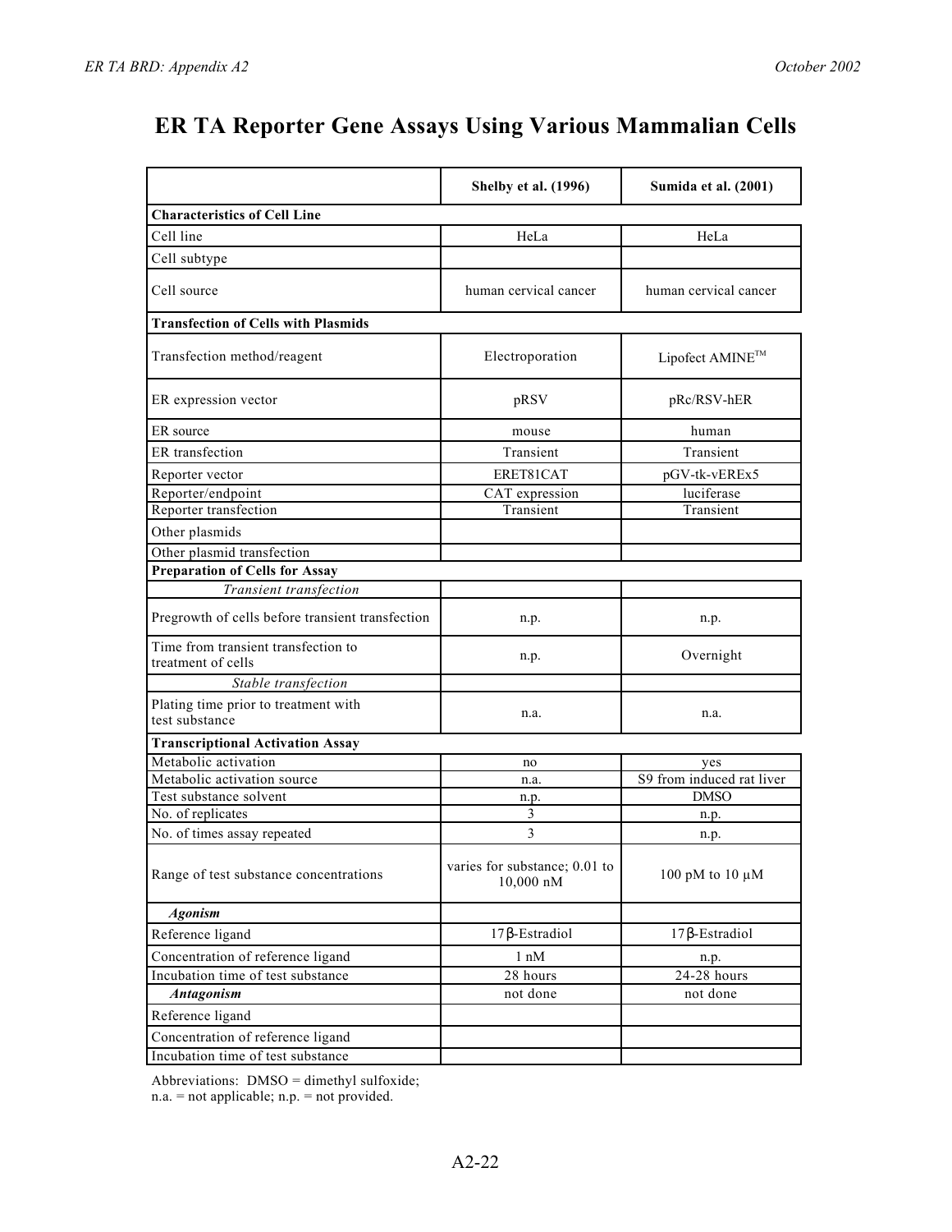# ER TA Reporter Gene Assays Using Various Mammalian Cells

| | Shelby et al. (1996) | Sumida et al. (2001) |
|---|---|---|
| **Characteristics of Cell Line** | | |
| Cell line | HeLa | HeLa |
| Cell subtype | | |
| Cell source | human cervical cancer | human cervical cancer |
| **Transfection of Cells with Plasmids** | | |
| Transfection method/reagent | Electroporation | Lipofect AMINE™ |
| ER expression vector | pRSV | pRc/RSV-hER |
| ER source | mouse | human |
| ER transfection | Transient | Transient |
| Reporter vector | ERET81CAT | pGV-tk-vEREx5 |
| Reporter/endpoint | CAT expression | luciferase |
| Reporter transfection | Transient | Transient |
| Other plasmids | | |
| Other plasmid transfection | | |
| **Preparation of Cells for Assay** | | |
| *Transient transfection* | | |
| Pregrowth of cells before transient transfection | n.p. | n.p. |
| Time from transient transfection to treatment of cells | n.p. | Overnight |
| *Stable transfection* | | |
| Plating time prior to treatment with test substance | n.a. | n.a. |
| **Transcriptional Activation Assay** | | |
| Metabolic activation | no | yes |
| Metabolic activation source | n.a. | S9 from induced rat liver |
| Test substance solvent | n.p. | DMSO |
| No. of replicates | 3 | n.p. |
| No. of times assay repeated | 3 | n.p. |
| Range of test substance concentrations | varies for substance; 0.01 to 10,000 nM | 100 pM to 10 µM |
| ***Agonism*** | | |
| Reference ligand | 17β-Estradiol | 17β-Estradiol |
| Concentration of reference ligand | 1 nM | n.p. |
| Incubation time of test substance | 28 hours | 24-28 hours |
| ***Antagonism*** | not done | not done |
| Reference ligand | | |
| Concentration of reference ligand | | |
| Incubation time of test substance | | |

Abbreviations: DMSO = dimethyl sulfoxide;
n.a. = not applicable; n.p. = not provided.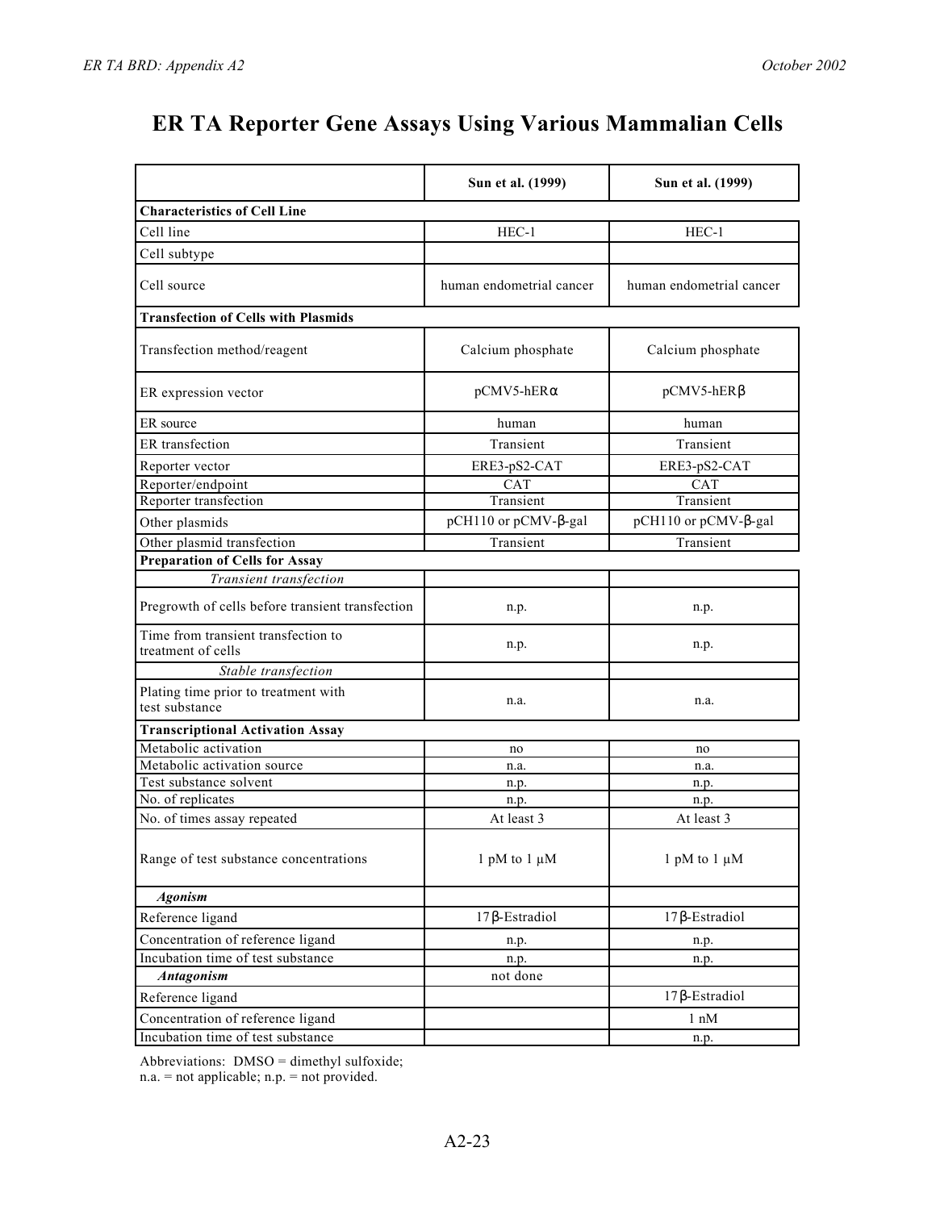# ER TA Reporter Gene Assays Using Various Mammalian Cells

| | Sun et al. (1999) | Sun et al. (1999) |
|---|---|---|
| **Characteristics of Cell Line** | | |
| Cell line | HEC-1 | HEC-1 |
| Cell subtype | | |
| Cell source | human endometrial cancer | human endometrial cancer |
| **Transfection of Cells with Plasmids** | | |
| Transfection method/reagent | Calcium phosphate | Calcium phosphate |
| ER expression vector | pCMV5-hERα | pCMV5-hERβ |
| ER source | human | human |
| ER transfection | Transient | Transient |
| Reporter vector | ERE3-pS2-CAT | ERE3-pS2-CAT |
| Reporter/endpoint | CAT | CAT |
| Reporter transfection | Transient | Transient |
| Other plasmids | pCH110 or pCMV-β-gal | pCH110 or pCMV-β-gal |
| Other plasmid transfection | Transient | Transient |
| **Preparation of Cells for Assay** | | |
| *Transient transfection* | | |
| Pregrowth of cells before transient transfection | n.p. | n.p. |
| Time from transient transfection to treatment of cells | n.p. | n.p. |
| *Stable transfection* | | |
| Plating time prior to treatment with test substance | n.a. | n.a. |
| **Transcriptional Activation Assay** | | |
| Metabolic activation | no | no |
| Metabolic activation source | n.a. | n.a. |
| Test substance solvent | n.p. | n.p. |
| No. of replicates | n.p. | n.p. |
| No. of times assay repeated | At least 3 | At least 3 |
| Range of test substance concentrations | 1 pM to 1 µM | 1 pM to 1 µM |
| ***Agonism*** | | |
| Reference ligand | 17β-Estradiol | 17β-Estradiol |
| Concentration of reference ligand | n.p. | n.p. |
| Incubation time of test substance | n.p. | n.p. |
| ***Antagonism*** | not done | |
| Reference ligand | | 17β-Estradiol |
| Concentration of reference ligand | | 1 nM |
| Incubation time of test substance | | n.p. |

Abbreviations: DMSO = dimethyl sulfoxide;
n.a. = not applicable; n.p. = not provided.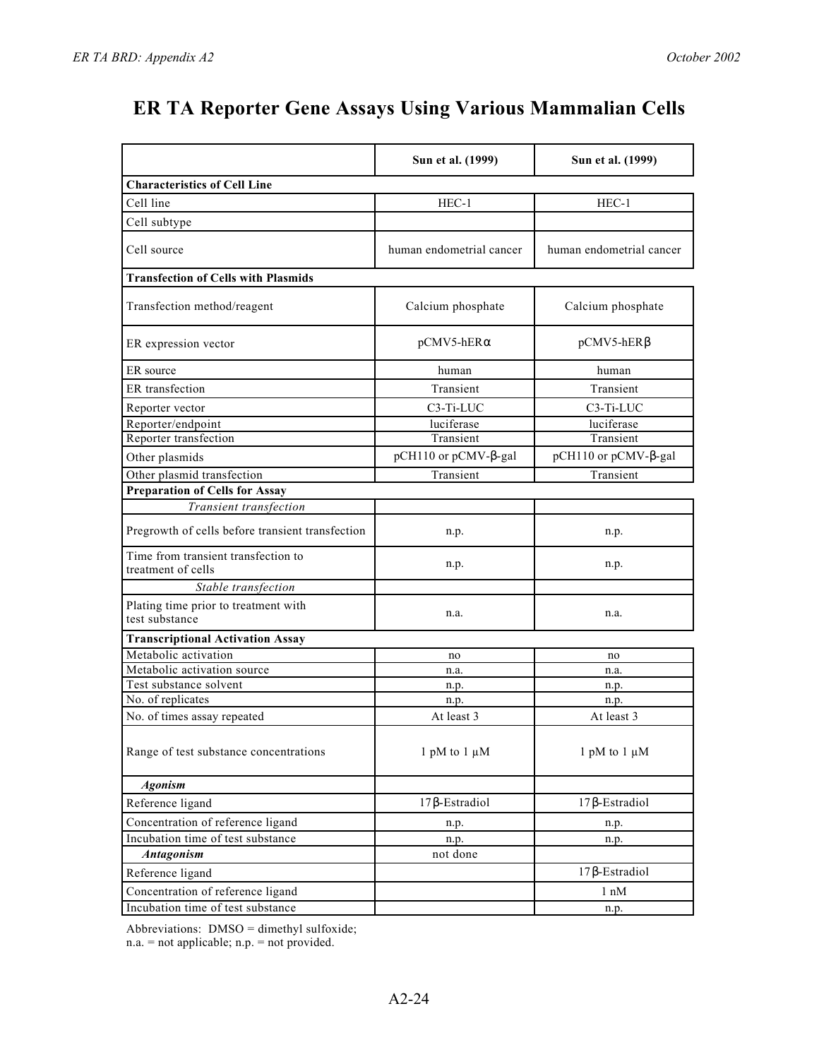# ER TA Reporter Gene Assays Using Various Mammalian Cells

| | Sun et al. (1999) | Sun et al. (1999) |
|---|---|---|
| **Characteristics of Cell Line** | | |
| Cell line | HEC-1 | HEC-1 |
| Cell subtype | | |
| Cell source | human endometrial cancer | human endometrial cancer |
| **Transfection of Cells with Plasmids** | | |
| Transfection method/reagent | Calcium phosphate | Calcium phosphate |
| ER expression vector | pCMV5-hERα | pCMV5-hERβ |
| ER source | human | human |
| ER transfection | Transient | Transient |
| Reporter vector | C3-Ti-LUC | C3-Ti-LUC |
| Reporter/endpoint | luciferase | luciferase |
| Reporter transfection | Transient | Transient |
| Other plasmids | pCH110 or pCMV-β-gal | pCH110 or pCMV-β-gal |
| Other plasmid transfection | Transient | Transient |
| **Preparation of Cells for Assay** | | |
| *Transient transfection* | | |
| Pregrowth of cells before transient transfection | n.p. | n.p. |
| Time from transient transfection to treatment of cells | n.p. | n.p. |
| *Stable transfection* | | |
| Plating time prior to treatment with test substance | n.a. | n.a. |
| **Transcriptional Activation Assay** | | |
| Metabolic activation | no | no |
| Metabolic activation source | n.a. | n.a. |
| Test substance solvent | n.p. | n.p. |
| No. of replicates | n.p. | n.p. |
| No. of times assay repeated | At least 3 | At least 3 |
| Range of test substance concentrations | 1 pM to 1 µM | 1 pM to 1 µM |
| ***Agonism*** | | |
| Reference ligand | 17β-Estradiol | 17β-Estradiol |
| Concentration of reference ligand | n.p. | n.p. |
| Incubation time of test substance | n.p. | n.p. |
| ***Antagonism*** | not done | |
| Reference ligand | | 17β-Estradiol |
| Concentration of reference ligand | | 1 nM |
| Incubation time of test substance | | n.p. |

Abbreviations: DMSO = dimethyl sulfoxide;
n.a. = not applicable; n.p. = not provided.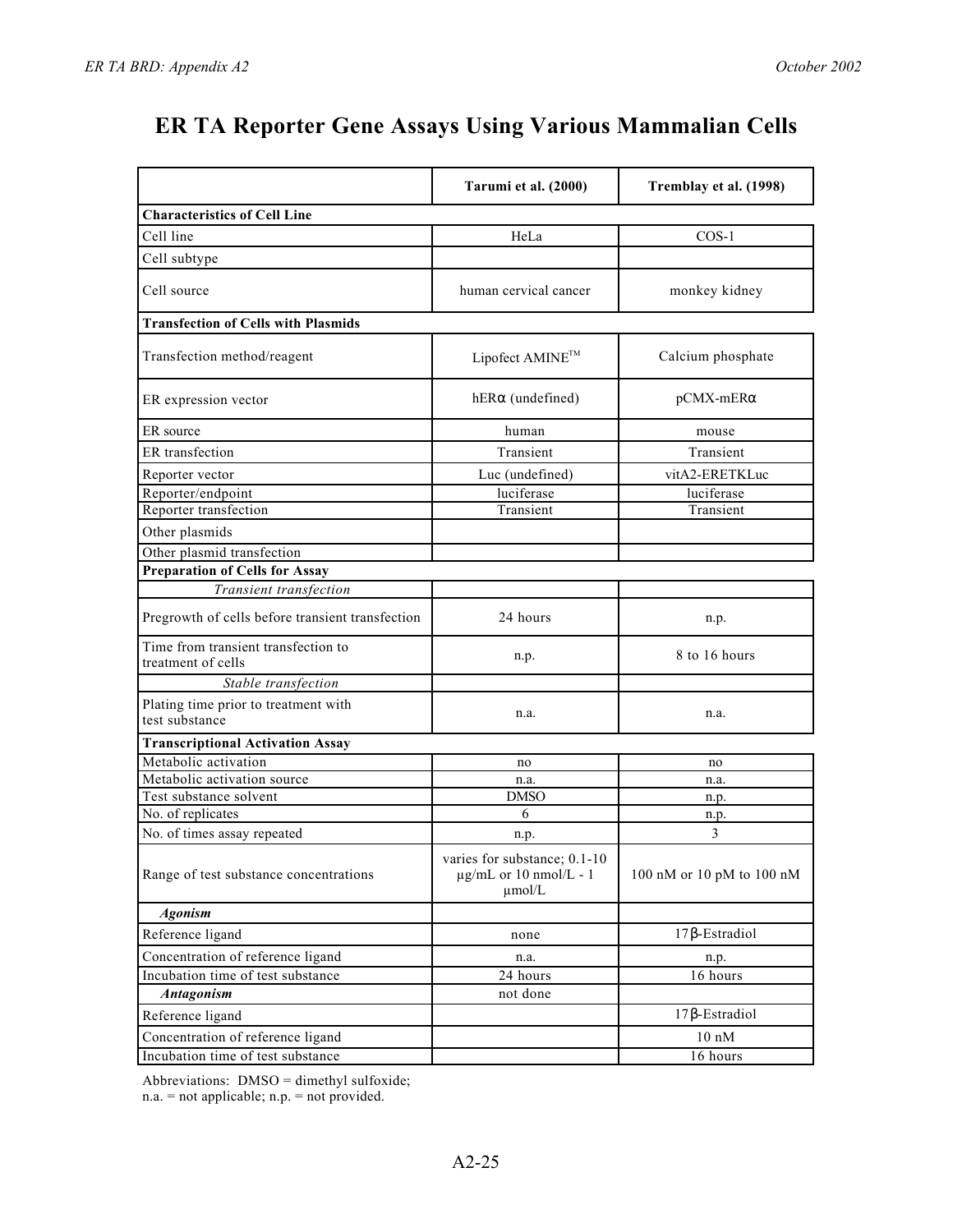# ER TA Reporter Gene Assays Using Various Mammalian Cells

| | Tarumi et al. (2000) | Tremblay et al. (1998) |
|---|---|---|
| **Characteristics of Cell Line** | | |
| Cell line | HeLa | COS-1 |
| Cell subtype | | |
| Cell source | human cervical cancer | monkey kidney |
| **Transfection of Cells with Plasmids** | | |
| Transfection method/reagent | Lipofect AMINE™ | Calcium phosphate |
| ER expression vector | hERα (undefined) | pCMX-mERα |
| ER source | human | mouse |
| ER transfection | Transient | Transient |
| Reporter vector | Luc (undefined) | vitA2-ERETKLuc |
| Reporter/endpoint | luciferase | luciferase |
| Reporter transfection | Transient | Transient |
| Other plasmids | | |
| Other plasmid transfection | | |
| **Preparation of Cells for Assay** | | |
| *Transient transfection* | | |
| Pregrowth of cells before transient transfection | 24 hours | n.p. |
| Time from transient transfection to treatment of cells | n.p. | 8 to 16 hours |
| *Stable transfection* | | |
| Plating time prior to treatment with test substance | n.a. | n.a. |
| **Transcriptional Activation Assay** | | |
| Metabolic activation | no | no |
| Metabolic activation source | n.a. | n.a. |
| Test substance solvent | DMSO | n.p. |
| No. of replicates | 6 | n.p. |
| No. of times assay repeated | n.p. | 3 |
| Range of test substance concentrations | varies for substance; 0.1-10 µg/mL or 10 nmol/L - 1 µmol/L | 100 nM or 10 pM to 100 nM |
| ***Agonism*** | | |
| Reference ligand | none | 17β-Estradiol |
| Concentration of reference ligand | n.a. | n.p. |
| Incubation time of test substance | 24 hours | 16 hours |
| ***Antagonism*** | not done | |
| Reference ligand | | 17β-Estradiol |
| Concentration of reference ligand | | 10 nM |
| Incubation time of test substance | | 16 hours |

Abbreviations: DMSO = dimethyl sulfoxide;
n.a. = not applicable; n.p. = not provided.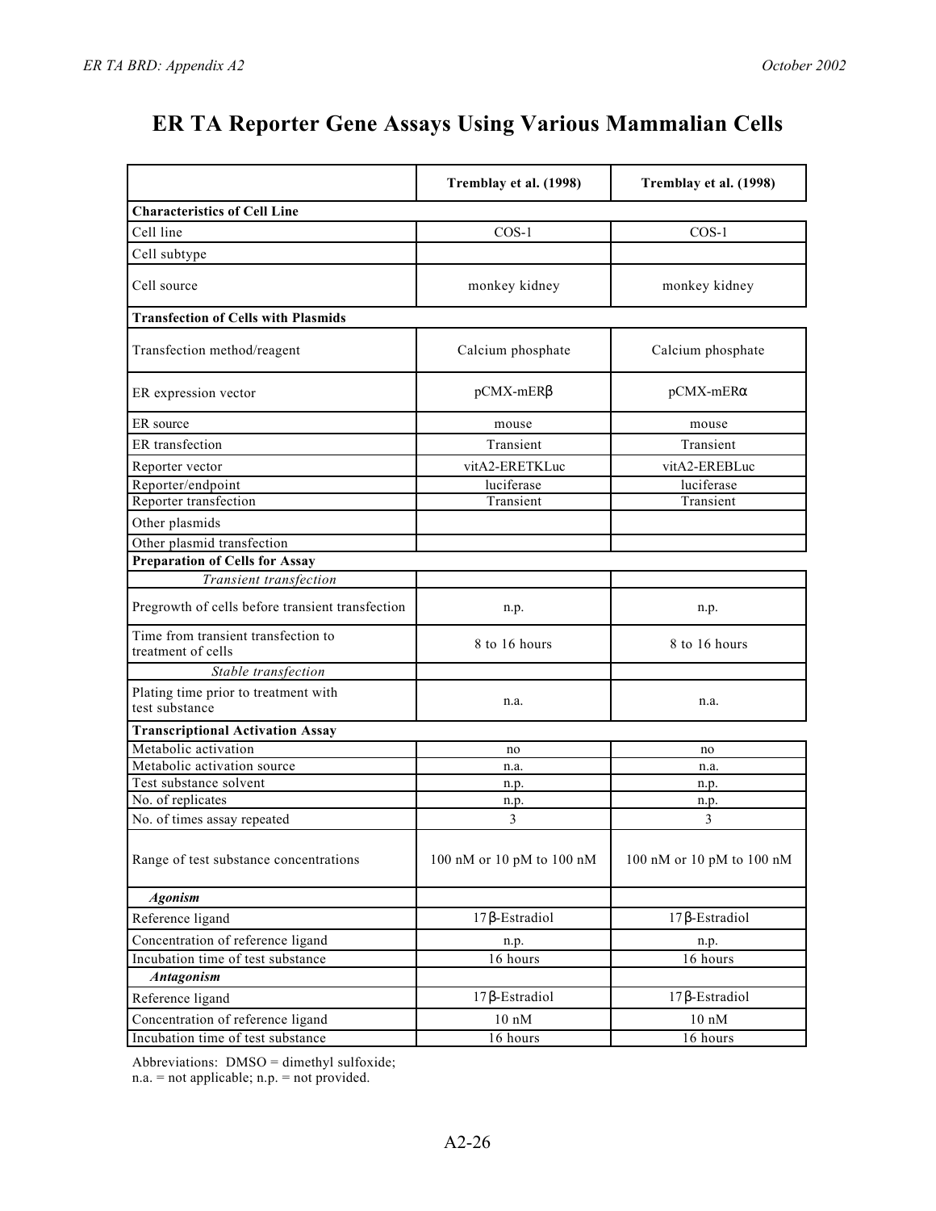# ER TA Reporter Gene Assays Using Various Mammalian Cells

| | Tremblay et al. (1998) | Tremblay et al. (1998) |
|---|---|---|
| **Characteristics of Cell Line** | | |
| Cell line | COS-1 | COS-1 |
| Cell subtype | | |
| Cell source | monkey kidney | monkey kidney |
| **Transfection of Cells with Plasmids** | | |
| Transfection method/reagent | Calcium phosphate | Calcium phosphate |
| ER expression vector | pCMX-mERβ | pCMX-mERα |
| ER source | mouse | mouse |
| ER transfection | Transient | Transient |
| Reporter vector | vitA2-ERETKLuc | vitA2-EREBLuc |
| Reporter/endpoint | luciferase | luciferase |
| Reporter transfection | Transient | Transient |
| Other plasmids | | |
| Other plasmid transfection | | |
| **Preparation of Cells for Assay** | | |
| *Transient transfection* | | |
| Pregrowth of cells before transient transfection | n.p. | n.p. |
| Time from transient transfection to treatment of cells | 8 to 16 hours | 8 to 16 hours |
| *Stable transfection* | | |
| Plating time prior to treatment with test substance | n.a. | n.a. |
| **Transcriptional Activation Assay** | | |
| Metabolic activation | no | no |
| Metabolic activation source | n.a. | n.a. |
| Test substance solvent | n.p. | n.p. |
| No. of replicates | n.p. | n.p. |
| No. of times assay repeated | 3 | 3 |
| Range of test substance concentrations | 100 nM or 10 pM to 100 nM | 100 nM or 10 pM to 100 nM |
| ***Agonism*** | | |
| Reference ligand | 17β-Estradiol | 17β-Estradiol |
| Concentration of reference ligand | n.p. | n.p. |
| Incubation time of test substance | 16 hours | 16 hours |
| ***Antagonism*** | | |
| Reference ligand | 17β-Estradiol | 17β-Estradiol |
| Concentration of reference ligand | 10 nM | 10 nM |
| Incubation time of test substance | 16 hours | 16 hours |

Abbreviations: DMSO = dimethyl sulfoxide;
n.a. = not applicable; n.p. = not provided.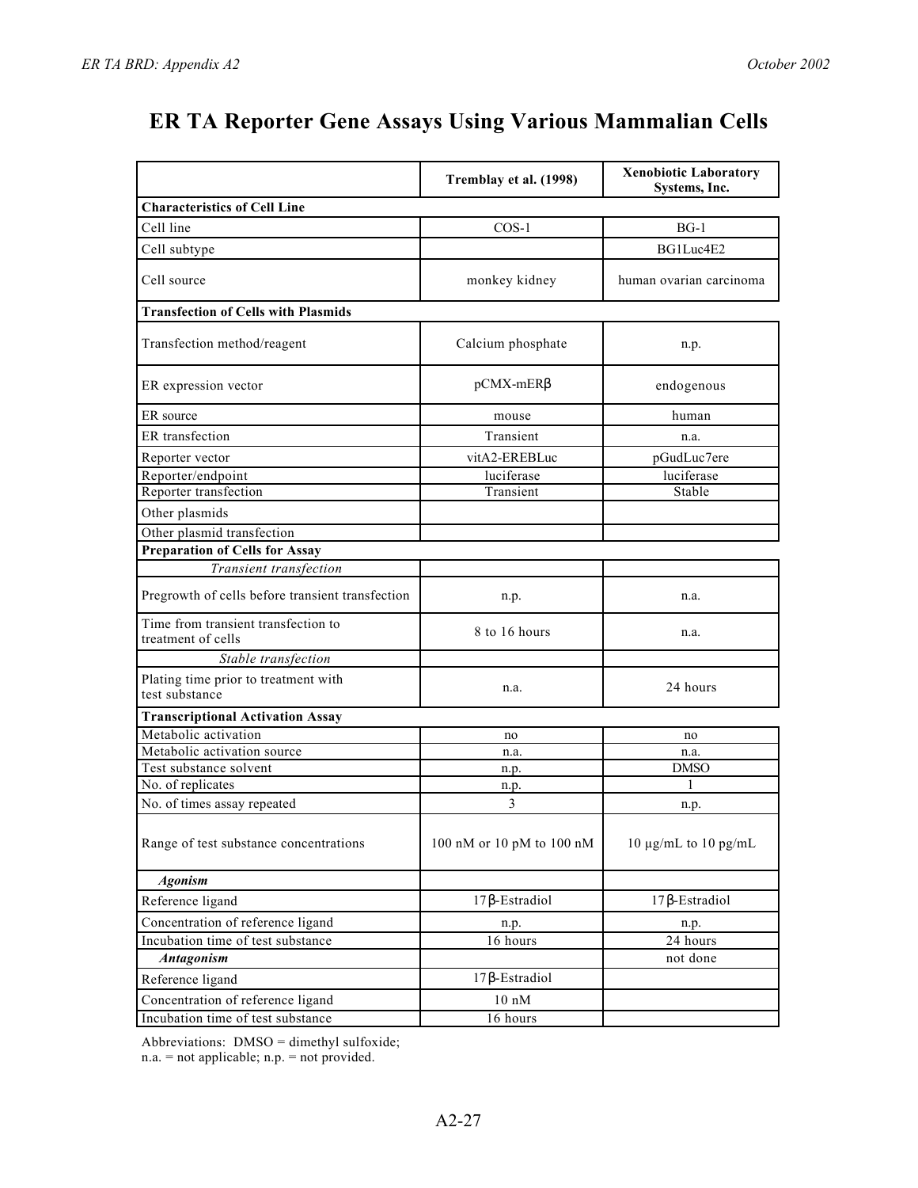# ER TA Reporter Gene Assays Using Various Mammalian Cells

| | Tremblay et al. (1998) | Xenobiotic Laboratory Systems, Inc. |
|---|---|---|
| **Characteristics of Cell Line** | | |
| Cell line | COS-1 | BG-1 |
| Cell subtype | | BG1Luc4E2 |
| Cell source | monkey kidney | human ovarian carcinoma |
| **Transfection of Cells with Plasmids** | | |
| Transfection method/reagent | Calcium phosphate | n.p. |
| ER expression vector | pCMX-mERβ | endogenous |
| ER source | mouse | human |
| ER transfection | Transient | n.a. |
| Reporter vector | vitA2-EREBLuc | pGudLuc7ere |
| Reporter/endpoint | luciferase | luciferase |
| Reporter transfection | Transient | Stable |
| Other plasmids | | |
| Other plasmid transfection | | |
| **Preparation of Cells for Assay** | | |
| *Transient transfection* | | |
| Pregrowth of cells before transient transfection | n.p. | n.a. |
| Time from transient transfection to treatment of cells | 8 to 16 hours | n.a. |
| *Stable transfection* | | |
| Plating time prior to treatment with test substance | n.a. | 24 hours |
| **Transcriptional Activation Assay** | | |
| Metabolic activation | no | no |
| Metabolic activation source | n.a. | n.a. |
| Test substance solvent | n.p. | DMSO |
| No. of replicates | n.p. | 1 |
| No. of times assay repeated | 3 | n.p. |
| Range of test substance concentrations | 100 nM or 10 pM to 100 nM | 10 µg/mL to 10 pg/mL |
| ***Agonism*** | | |
| Reference ligand | 17β-Estradiol | 17β-Estradiol |
| Concentration of reference ligand | n.p. | n.p. |
| Incubation time of test substance | 16 hours | 24 hours |
| ***Antagonism*** | | not done |
| Reference ligand | 17β-Estradiol | |
| Concentration of reference ligand | 10 nM | |
| Incubation time of test substance | 16 hours | |

Abbreviations: DMSO = dimethyl sulfoxide;
n.a. = not applicable; n.p. = not provided.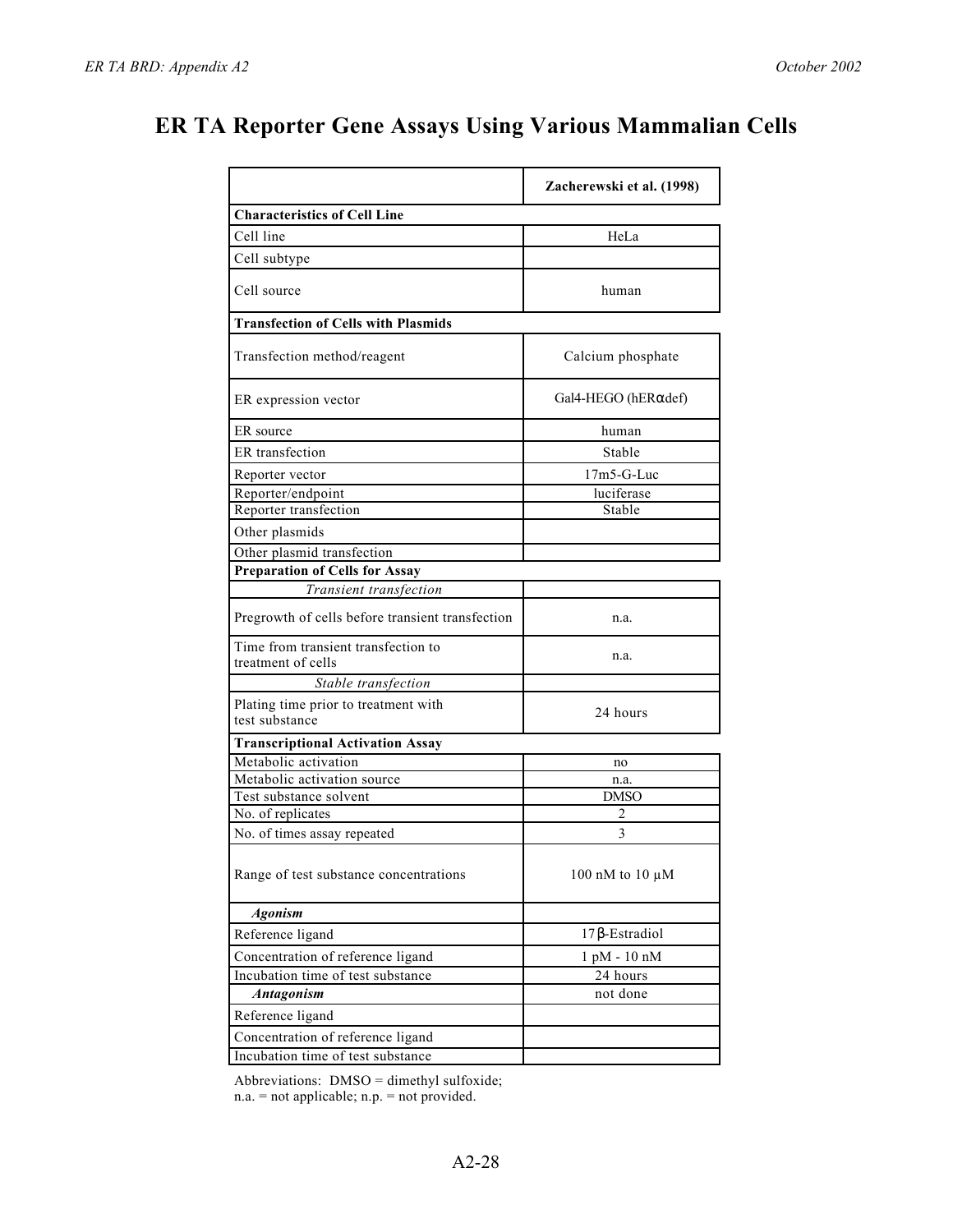# ER TA Reporter Gene Assays Using Various Mammalian Cells

| | Zacherewski et al. (1998) |
|---|---|
| **Characteristics of Cell Line** | |
| Cell line | HeLa |
| Cell subtype | |
| Cell source | human |
| **Transfection of Cells with Plasmids** | |
| Transfection method/reagent | Calcium phosphate |
| ER expression vector | Gal4-HEGO (hERαdef) |
| ER source | human |
| ER transfection | Stable |
| Reporter vector | 17m5-G-Luc |
| Reporter/endpoint | luciferase |
| Reporter transfection | Stable |
| Other plasmids | |
| Other plasmid transfection | |
| **Preparation of Cells for Assay** | |
| *Transient transfection* | |
| Pregrowth of cells before transient transfection | n.a. |
| Time from transient transfection to treatment of cells | n.a. |
| *Stable transfection* | |
| Plating time prior to treatment with test substance | 24 hours |
| **Transcriptional Activation Assay** | |
| Metabolic activation | no |
| Metabolic activation source | n.a. |
| Test substance solvent | DMSO |
| No. of replicates | 2 |
| No. of times assay repeated | 3 |
| Range of test substance concentrations | 100 nM to 10 µM |
| ***Agonism*** | |
| Reference ligand | 17β-Estradiol |
| Concentration of reference ligand | 1 pM - 10 nM |
| Incubation time of test substance | 24 hours |
| ***Antagonism*** | not done |
| Reference ligand | |
| Concentration of reference ligand | |
| Incubation time of test substance | |

Abbreviations: DMSO = dimethyl sulfoxide;
n.a. = not applicable; n.p. = not provided.